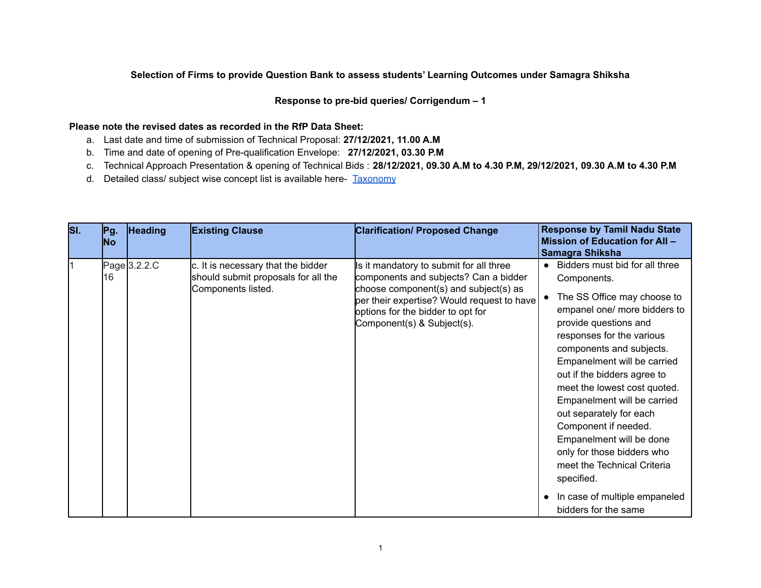**Selection of Firms to provide Question Bank to assess students' Learning Outcomes under Samagra Shiksha**

**Response to pre-bid queries/ Corrigendum – 1**

**Please note the revised dates as recorded in the RfP Data Sheet:**

a. Last date and time of submission of Technical Proposal: **27/12/2021, 11.00 A.M**
b. Time and date of opening of Pre-qualification Envelope: **27/12/2021, 03.30 P.M**
c. Technical Approach Presentation & opening of Technical Bids : **28/12/2021, 09.30 A.M to 4.30 P.M, 29/12/2021, 09.30 A.M to 4.30 P.M**
d. Detailed class/ subject wise concept list is available here- [Taxonomy]

| Sl. | Pg. No | Heading | Existing Clause | Clarification/ Proposed Change | Response by Tamil Nadu State Mission of Education for All – Samagra Shiksha |
|---|---|---|---|---|---|
| 1 | Page 16 | 3.2.2.C | c. It is necessary that the bidder should submit proposals for all the Components listed. | Is it mandatory to submit for all three components and subjects? Can a bidder choose component(s) and subject(s) as per their expertise? Would request to have options for the bidder to opt for Component(s) & Subject(s). | • Bidders must bid for all three Components.<br>• The SS Office may choose to empanel one/ more bidders to provide questions and responses for the various components and subjects. Empanelment will be carried out if the bidders agree to meet the lowest cost quoted. Empanelment will be carried out separately for each Component if needed. Empanelment will be done only for those bidders who meet the Technical Criteria specified.<br>• In case of multiple empaneled bidders for the same |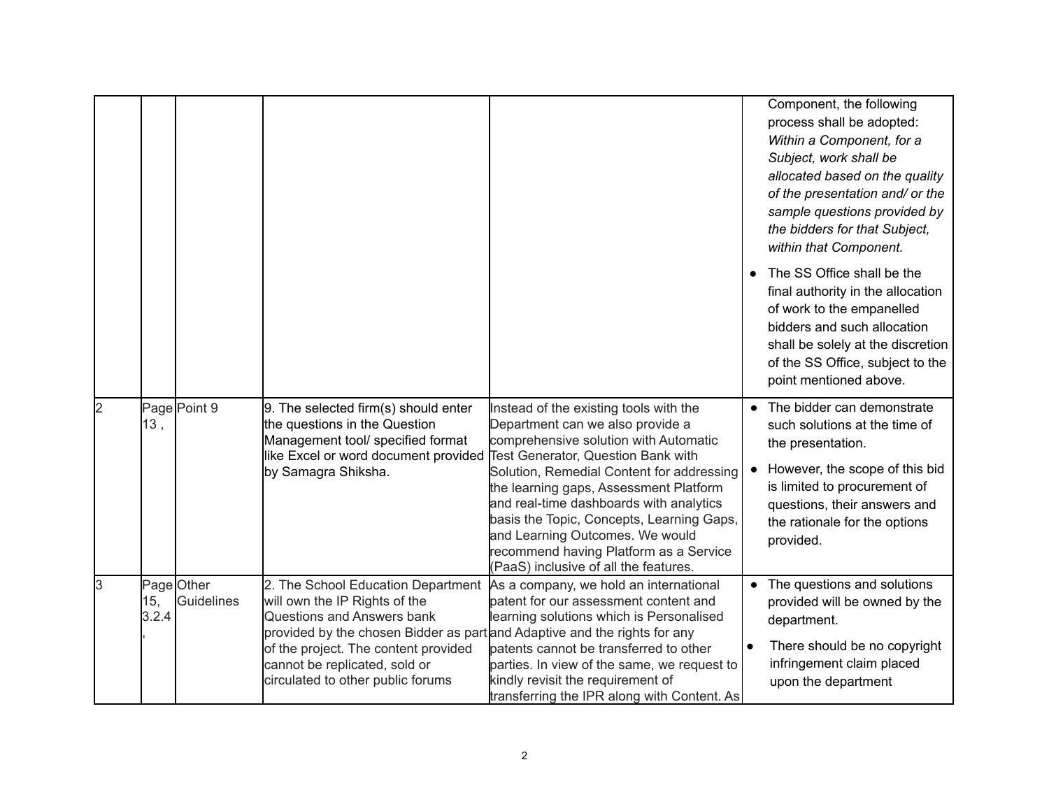| | | | | | |
|---|---|---|---|---|---|
| | | | | | Component, the following process shall be adopted: *Within a Component, for a Subject, work shall be allocated based on the quality of the presentation and/ or the sample questions provided by the bidders for that Subject, within that Component.*<br>● The SS Office shall be the final authority in the allocation of work to the empanelled bidders and such allocation shall be solely at the discretion of the SS Office, subject to the point mentioned above. |
| 2 | Page 13 , | Point 9 | 9. The selected firm(s) should enter the questions in the Question Management tool/ specified format like Excel or word document provided by Samagra Shiksha. | Instead of the existing tools with the Department can we also provide a comprehensive solution with Automatic Test Generator, Question Bank with Solution, Remedial Content for addressing the learning gaps, Assessment Platform and real-time dashboards with analytics basis the Topic, Concepts, Learning Gaps, and Learning Outcomes. We would recommend having Platform as a Service (PaaS) inclusive of all the features. | ● The bidder can demonstrate such solutions at the time of the presentation.<br>● However, the scope of this bid is limited to procurement of questions, their answers and the rationale for the options provided. |
| 3 | Page 15, 3.2.4 , | Other Guidelines | 2. The School Education Department will own the IP Rights of the Questions and Answers bank provided by the chosen Bidder as part of the project. The content provided cannot be replicated, sold or circulated to other public forums | As a company, we hold an international patent for our assessment content and learning solutions which is Personalised and Adaptive and the rights for any patents cannot be transferred to other parties. In view of the same, we request to kindly revisit the requirement of transferring the IPR along with Content. As | ● The questions and solutions provided will be owned by the department.<br>● There should be no copyright infringement claim placed upon the department |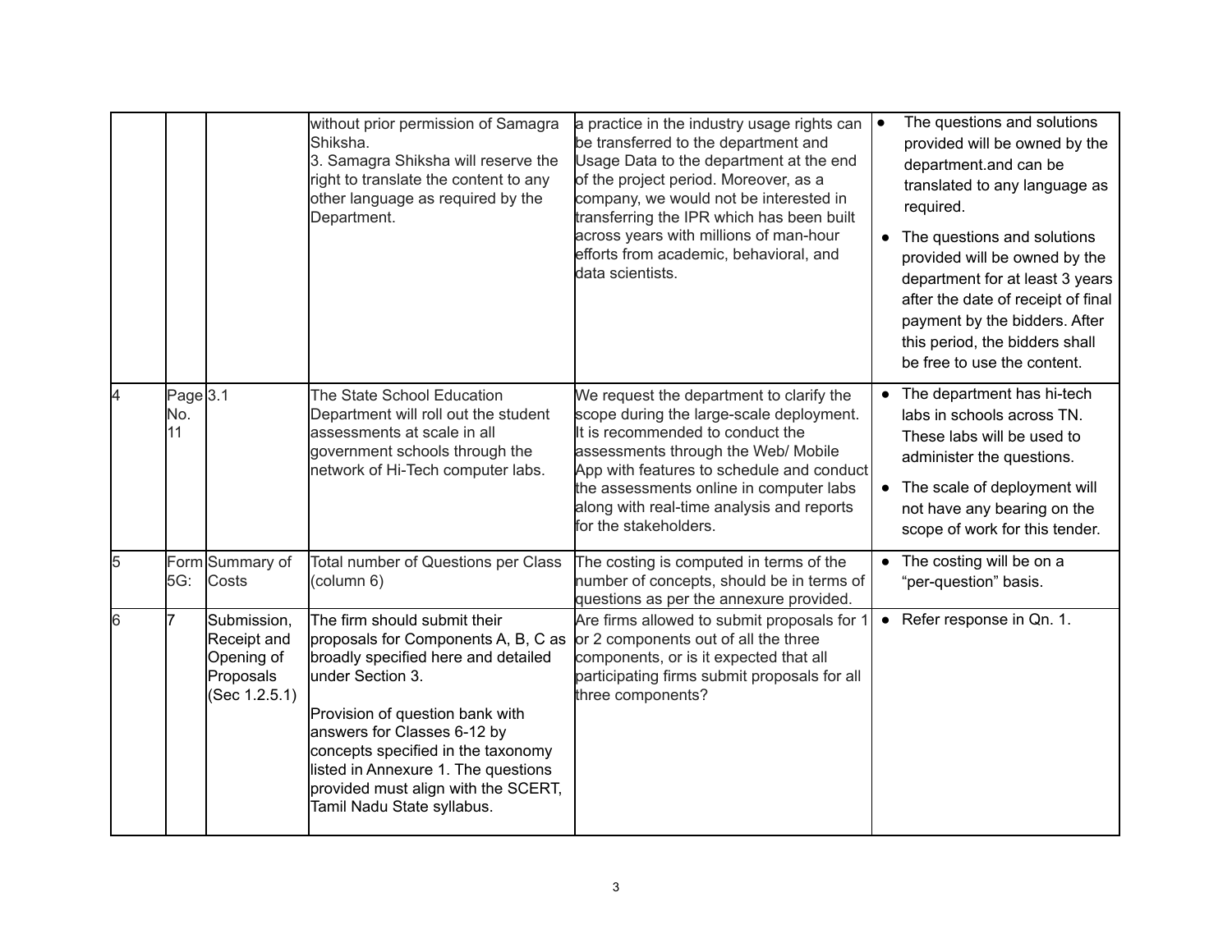| | | | | | |
|---|---|---|---|---|---|
| | | | without prior permission of Samagra Shiksha.<br>3. Samagra Shiksha will reserve the right to translate the content to any other language as required by the Department. | a practice in the industry usage rights can be transferred to the department and Usage Data to the department at the end of the project period. Moreover, as a company, we would not be interested in transferring the IPR which has been built across years with millions of man-hour efforts from academic, behavioral, and data scientists. | • The questions and solutions provided will be owned by the department.and can be translated to any language as required.<br>• The questions and solutions provided will be owned by the department for at least 3 years after the date of receipt of final payment by the bidders. After this period, the bidders shall be free to use the content. |
| 4 | Page No. 11 | 3.1 | The State School Education Department will roll out the student assessments at scale in all government schools through the network of Hi-Tech computer labs. | We request the department to clarify the scope during the large-scale deployment. It is recommended to conduct the assessments through the Web/ Mobile App with features to schedule and conduct the assessments online in computer labs along with real-time analysis and reports for the stakeholders. | • The department has hi-tech labs in schools across TN. These labs will be used to administer the questions.<br>• The scale of deployment will not have any bearing on the scope of work for this tender. |
| 5 | Form 5G: | Summary of Costs | Total number of Questions per Class (column 6) | The costing is computed in terms of the number of concepts, should be in terms of questions as per the annexure provided. | • The costing will be on a "per-question" basis. |
| 6 | 7 | Submission, Receipt and Opening of Proposals (Sec 1.2.5.1) | The firm should submit their proposals for Components A, B, C as broadly specified here and detailed under Section 3.<br><br>Provision of question bank with answers for Classes 6-12 by concepts specified in the taxonomy listed in Annexure 1. The questions provided must align with the SCERT, Tamil Nadu State syllabus. | Are firms allowed to submit proposals for 1 or 2 components out of all the three components, or is it expected that all participating firms submit proposals for all three components? | • Refer response in Qn. 1. |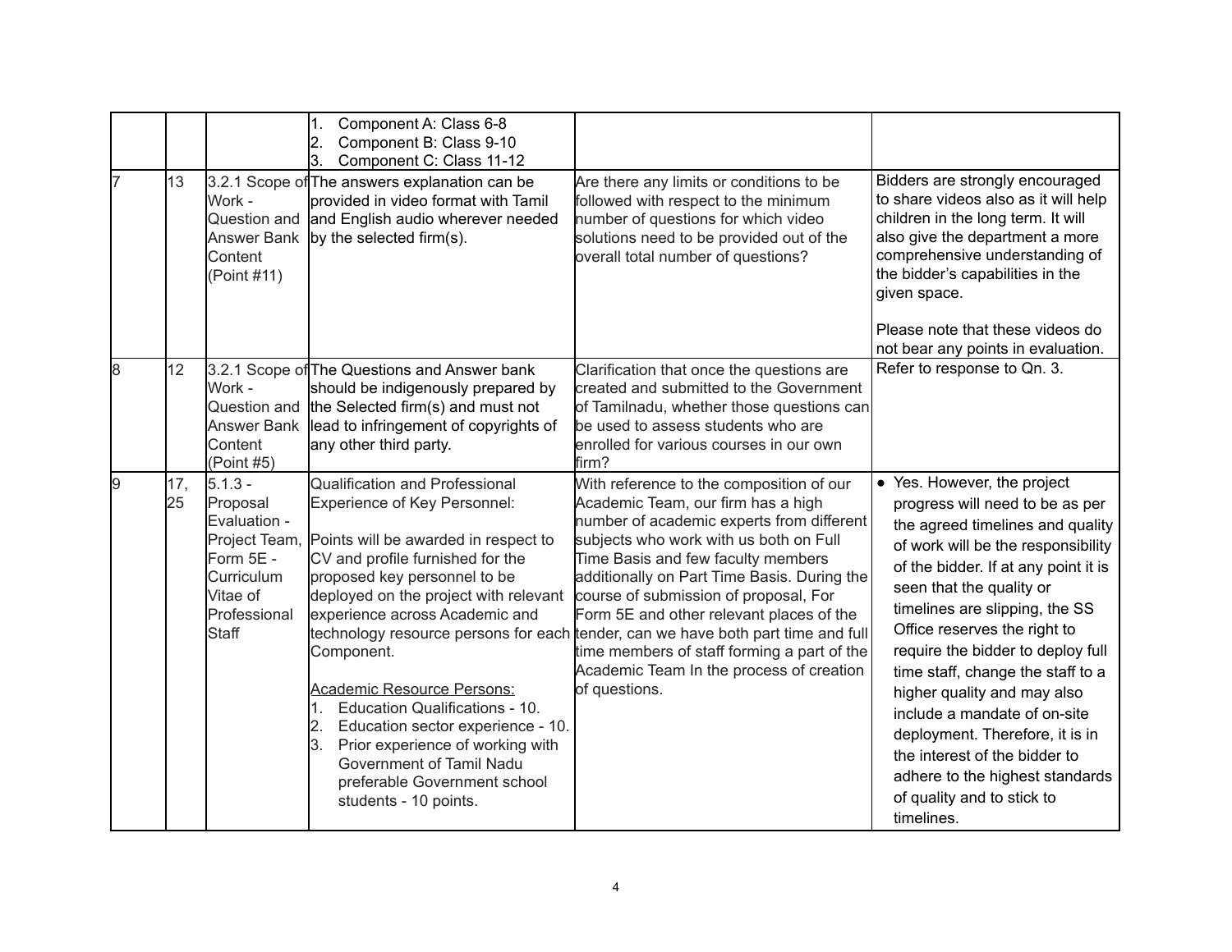| | | | | | |
|---|---|---|---|---|---|
| | | | 1. Component A: Class 6-8<br>2. Component B: Class 9-10<br>3. Component C: Class 11-12 | | |
| 7 | 13 | 3.2.1 Scope of Work - Question and Answer Bank Content (Point #11) | The answers explanation can be provided in video format with Tamil and English audio wherever needed by the selected firm(s). | Are there any limits or conditions to be followed with respect to the minimum number of questions for which video solutions need to be provided out of the overall total number of questions? | Bidders are strongly encouraged to share videos also as it will help children in the long term. It will also give the department a more comprehensive understanding of the bidder's capabilities in the given space.<br><br>Please note that these videos do not bear any points in evaluation. |
| 8 | 12 | 3.2.1 Scope of Work - Question and Answer Bank Content (Point #5) | The Questions and Answer bank should be indigenously prepared by the Selected firm(s) and must not lead to infringement of copyrights of any other third party. | Clarification that once the questions are created and submitted to the Government of Tamilnadu, whether those questions can be used to assess students who are enrolled for various courses in our own firm? | Refer to response to Qn. 3. |
| 9 | 17, 25 | 5.1.3 - Proposal Evaluation - Project Team, Form 5E - Curriculum Vitae of Professional Staff | Qualification and Professional Experience of Key Personnel:<br><br>Points will be awarded in respect to CV and profile furnished for the proposed key personnel to be deployed on the project with relevant experience across Academic and technology resource persons for each Component.<br><br>Academic Resource Persons:<br>1. Education Qualifications - 10.<br>2. Education sector experience - 10.<br>3. Prior experience of working with Government of Tamil Nadu preferable Government school students - 10 points. | With reference to the composition of our Academic Team, our firm has a high number of academic experts from different subjects who work with us both on Full Time Basis and few faculty members additionally on Part Time Basis. During the course of submission of proposal, For Form 5E and other relevant places of the tender, can we have both part time and full time members of staff forming a part of the Academic Team In the process of creation of questions. | • Yes. However, the project progress will need to be as per the agreed timelines and quality of work will be the responsibility of the bidder. If at any point it is seen that the quality or timelines are slipping, the SS Office reserves the right to require the bidder to deploy full time staff, change the staff to a higher quality and may also include a mandate of on-site deployment. Therefore, it is in the interest of the bidder to adhere to the highest standards of quality and to stick to timelines. |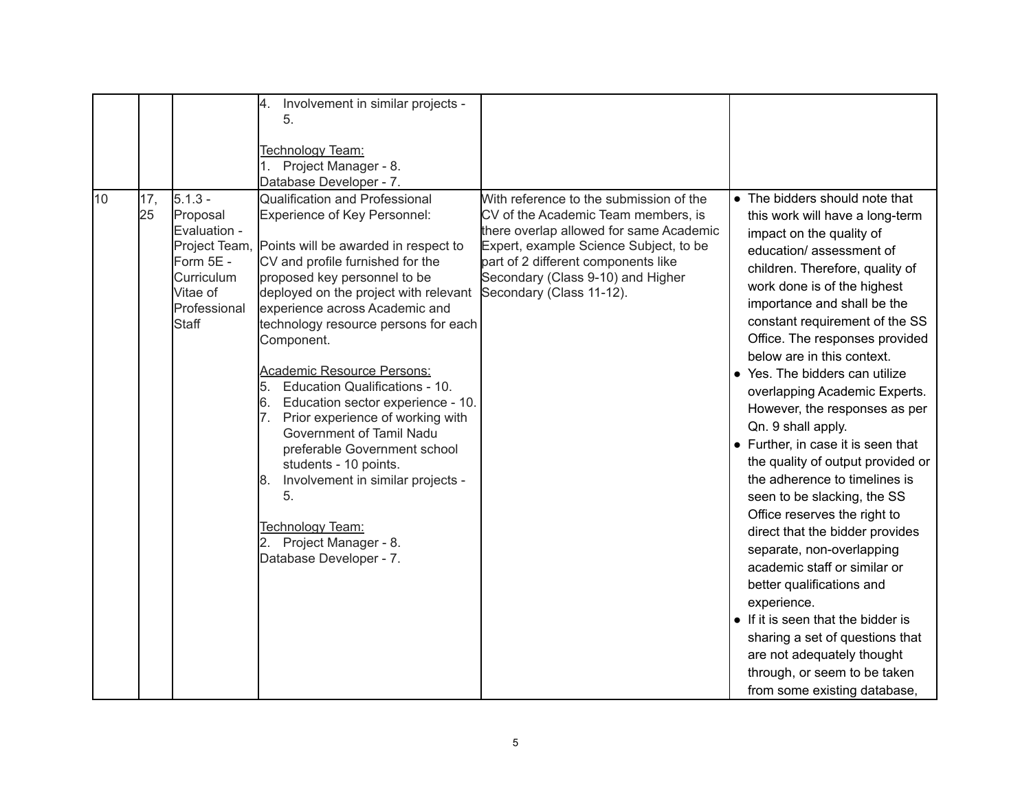| | | | | | |
|---|---|---|---|---|---|
| | | | 4. Involvement in similar projects - 5.<br><br>Technology Team:<br>1. Project Manager - 8.<br>Database Developer - 7. | | |
| 10 | 17, 25 | 5.1.3 - Proposal Evaluation - Project Team, Form 5E - Curriculum Vitae of Professional Staff | Qualification and Professional Experience of Key Personnel:<br><br>Points will be awarded in respect to CV and profile furnished for the proposed key personnel to be deployed on the project with relevant experience across Academic and technology resource persons for each Component.<br><br>Academic Resource Persons:<br>5. Education Qualifications - 10.<br>6. Education sector experience - 10.<br>7. Prior experience of working with Government of Tamil Nadu preferable Government school students - 10 points.<br>8. Involvement in similar projects - 5.<br><br>Technology Team:<br>2. Project Manager - 8.<br>Database Developer - 7. | With reference to the submission of the CV of the Academic Team members, is there overlap allowed for same Academic Expert, example Science Subject, to be part of 2 different components like Secondary (Class 9-10) and Higher Secondary (Class 11-12). | • The bidders should note that this work will have a long-term impact on the quality of education/ assessment of children. Therefore, quality of work done is of the highest importance and shall be the constant requirement of the SS Office. The responses provided below are in this context.<br>• Yes. The bidders can utilize overlapping Academic Experts. However, the responses as per Qn. 9 shall apply.<br>• Further, in case it is seen that the quality of output provided or the adherence to timelines is seen to be slacking, the SS Office reserves the right to direct that the bidder provides separate, non-overlapping academic staff or similar or better qualifications and experience.<br>• If it is seen that the bidder is sharing a set of questions that are not adequately thought through, or seem to be taken from some existing database, |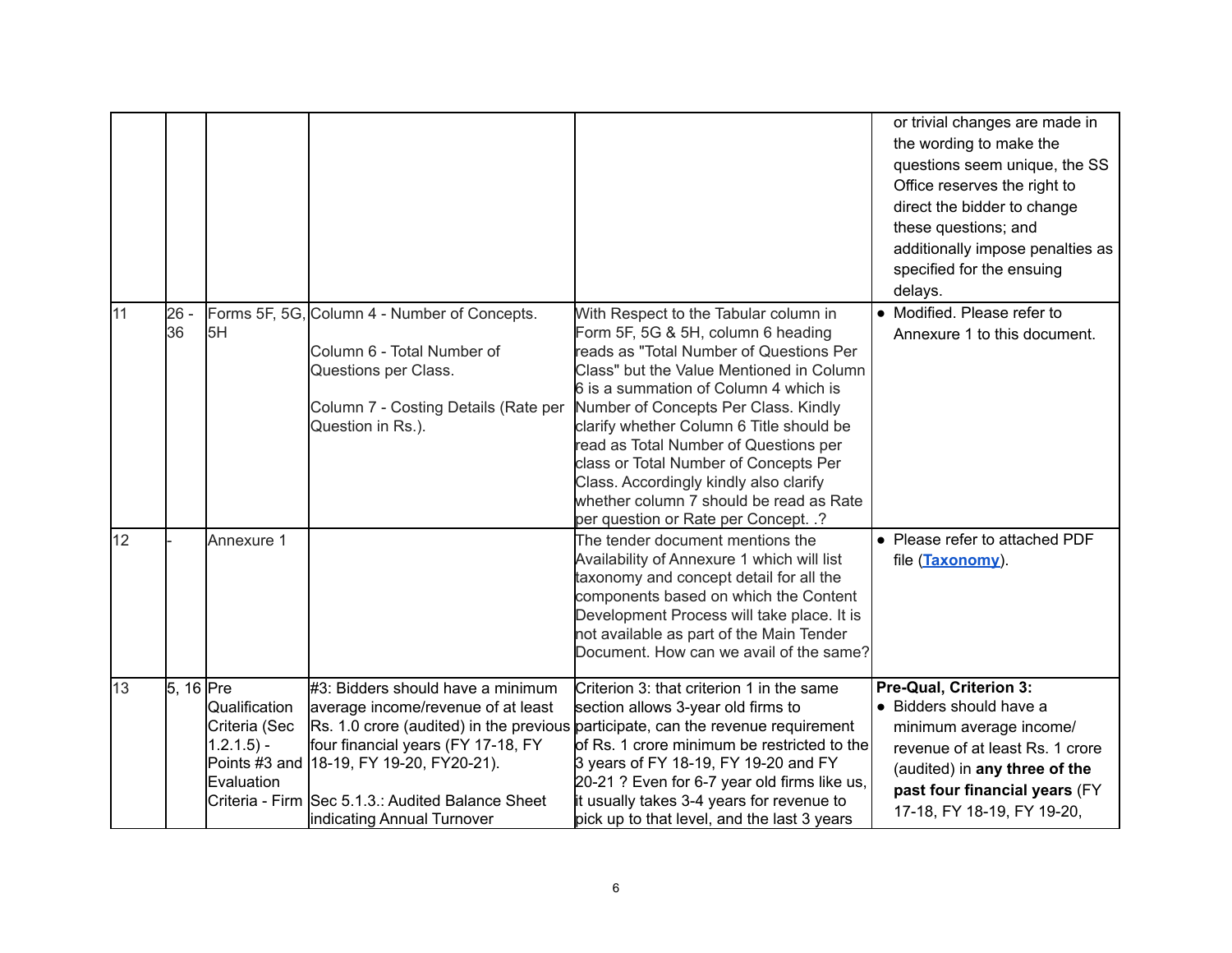| | | | | | |
|---|---|---|---|---|---|
| | | | | | or trivial changes are made in the wording to make the questions seem unique, the SS Office reserves the right to direct the bidder to change these questions; and additionally impose penalties as specified for the ensuing delays. |
| 11 | 26 - 36 | Forms 5F, 5G, 5H | Column 4 - Number of Concepts.<br><br>Column 6 - Total Number of Questions per Class.<br><br>Column 7 - Costing Details (Rate per Question in Rs.). | With Respect to the Tabular column in Form 5F, 5G & 5H, column 6 heading reads as "Total Number of Questions Per Class" but the Value Mentioned in Column 6 is a summation of Column 4 which is Number of Concepts Per Class. Kindly clarify whether Column 6 Title should be read as Total Number of Questions per class or Total Number of Concepts Per Class. Accordingly kindly also clarify whether column 7 should be read as Rate per question or Rate per Concept. .? | • Modified. Please refer to Annexure 1 to this document. |
| 12 | - | Annexure 1 | | The tender document mentions the Availability of Annexure 1 which will list taxonomy and concept detail for all the components based on which the Content Development Process will take place. It is not available as part of the Main Tender Document. How can we avail of the same? | • Please refer to attached PDF file (**[Taxonomy]**). |
| 13 | 5, 16 | Pre Qualification Criteria (Sec 1.2.1.5) - Points #3 and Evaluation Criteria - Firm | #3: Bidders should have a minimum average income/revenue of at least Rs. 1.0 crore (audited) in the previous four financial years (FY 17-18, FY 18-19, FY 19-20, FY20-21).<br><br>Sec 5.1.3.: Audited Balance Sheet indicating Annual Turnover | Criterion 3: that criterion 1 in the same section allows 3-year old firms to participate, can the revenue requirement of Rs. 1 crore minimum be restricted to the 3 years of FY 18-19, FY 19-20 and FY 20-21 ? Even for 6-7 year old firms like us, it usually takes 3-4 years for revenue to pick up to that level, and the last 3 years | **Pre-Qual, Criterion 3:**<br>• Bidders should have a minimum average income/ revenue of at least Rs. 1 crore (audited) in **any three of the past four financial years** (FY 17-18, FY 18-19, FY 19-20, |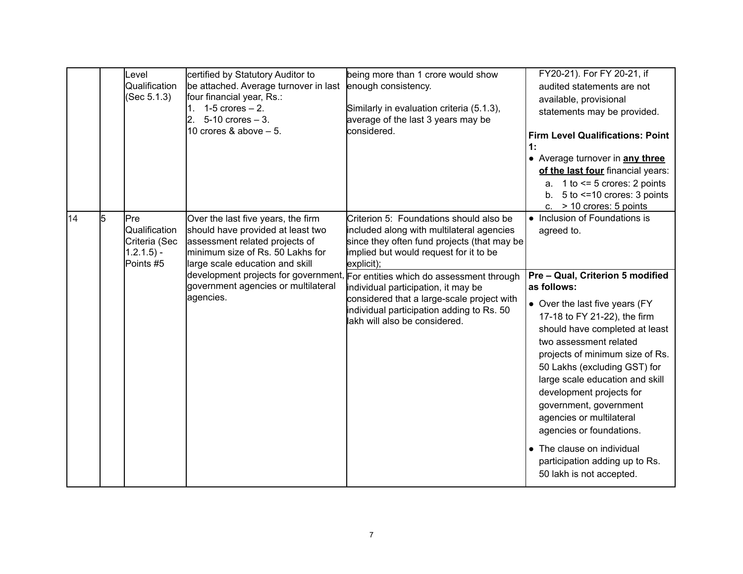| | | | | | |
|---|---|---|---|---|---|
| | | Level Qualification (Sec 5.1.3) | certified by Statutory Auditor to be attached. Average turnover in last four financial year, Rs.:<br>1. 1-5 crores – 2.<br>2. 5-10 crores – 3.<br>10 crores & above – 5. | being more than 1 crore would show enough consistency.<br><br>Similarly in evaluation criteria (5.1.3), average of the last 3 years may be considered. | FY20-21). For FY 20-21, if audited statements are not available, provisional statements may be provided.<br><br>**Firm Level Qualifications: Point 1:**<br>● Average turnover in **any three of the last four** financial years:<br>a. 1 to <= 5 crores: 2 points<br>b. 5 to <=10 crores: 3 points<br>c. > 10 crores: 5 points |
| 14 | 5 | Pre Qualification Criteria (Sec 1.2.1.5) - Points #5 | Over the last five years, the firm should have provided at least two assessment related projects of minimum size of Rs. 50 Lakhs for large scale education and skill development projects for government, government agencies or multilateral agencies. | Criterion 5: Foundations should also be included along with multilateral agencies since they often fund projects (that may be implied but would request for it to be explicit); | ● Inclusion of Foundations is agreed to. |
| | | | | For entities which do assessment through individual participation, it may be considered that a large-scale project with individual participation adding to Rs. 50 lakh will also be considered. | **Pre – Qual, Criterion 5 modified as follows:**<br>● Over the last five years (FY 17-18 to FY 21-22), the firm should have completed at least two assessment related projects of minimum size of Rs. 50 Lakhs (excluding GST) for large scale education and skill development projects for government, government agencies or multilateral agencies or foundations.<br>● The clause on individual participation adding up to Rs. 50 lakh is not accepted. |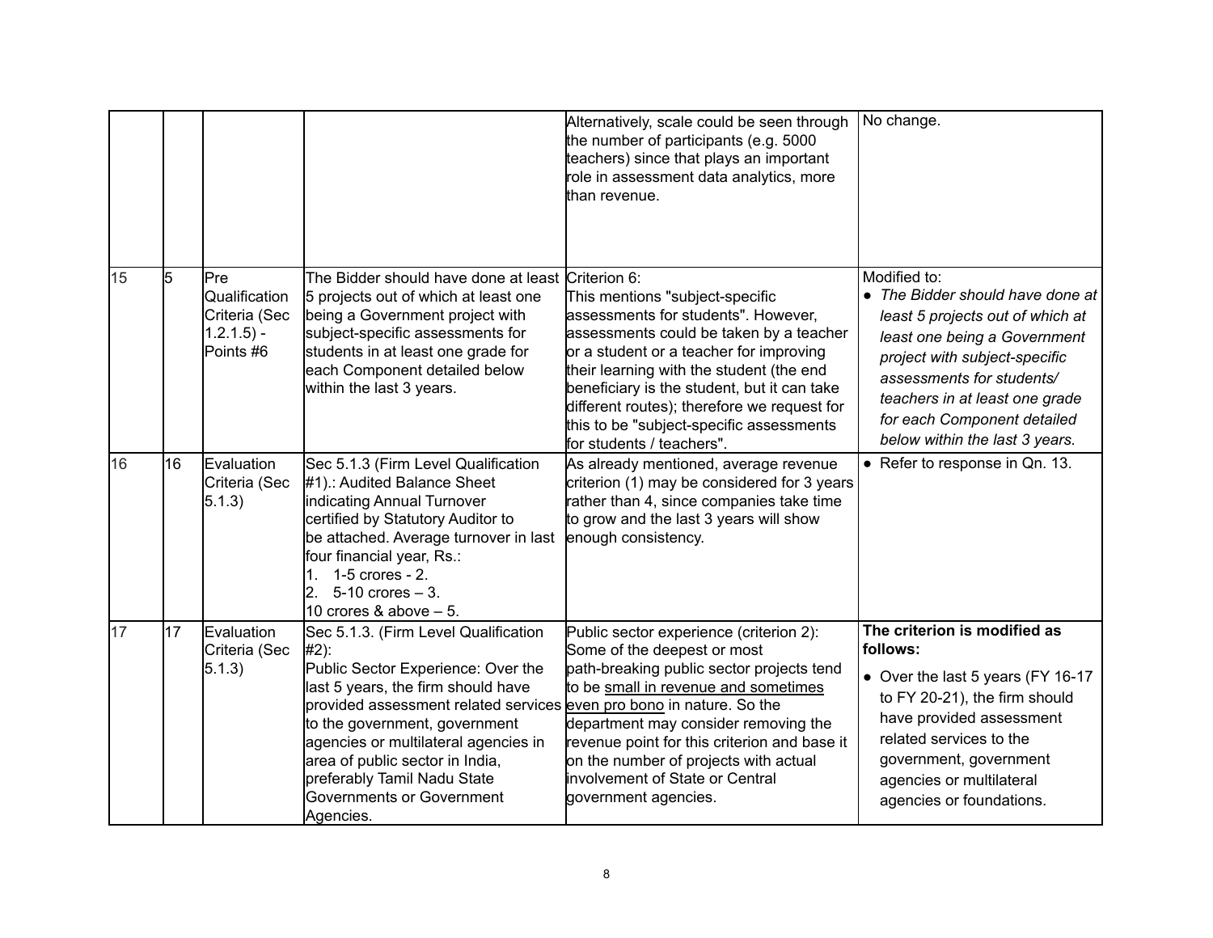| | | | | | |
|---|---|---|---|---|---|
| | | | | Alternatively, scale could be seen through the number of participants (e.g. 5000 teachers) since that plays an important role in assessment data analytics, more than revenue. | No change. |
| 15 | 5 | Pre Qualification Criteria (Sec 1.2.1.5) - Points #6 | The Bidder should have done at least 5 projects out of which at least one being a Government project with subject-specific assessments for students in at least one grade for each Component detailed below within the last 3 years. | Criterion 6:<br>This mentions "subject-specific assessments for students". However, assessments could be taken by a teacher or a student or a teacher for improving their learning with the student (the end beneficiary is the student, but it can take different routes); therefore we request for this to be "subject-specific assessments for students / teachers". | Modified to:<br>● *The Bidder should have done at least 5 projects out of which at least one being a Government project with subject-specific assessments for students/ teachers in at least one grade for each Component detailed below within the last 3 years.* |
| 16 | 16 | Evaluation Criteria (Sec 5.1.3) | Sec 5.1.3 (Firm Level Qualification #1).: Audited Balance Sheet indicating Annual Turnover certified by Statutory Auditor to be attached. Average turnover in last four financial year, Rs.:<br>1. 1-5 crores - 2.<br>2. 5-10 crores – 3.<br>10 crores & above – 5. | As already mentioned, average revenue criterion (1) may be considered for 3 years rather than 4, since companies take time to grow and the last 3 years will show enough consistency. | ● Refer to response in Qn. 13. |
| 17 | 17 | Evaluation Criteria (Sec 5.1.3) | Sec 5.1.3. (Firm Level Qualification #2):<br>Public Sector Experience: Over the last 5 years, the firm should have provided assessment related services to the government, government agencies or multilateral agencies in area of public sector in India, preferably Tamil Nadu State Governments or Government Agencies. | Public sector experience (criterion 2): Some of the deepest or most path-breaking public sector projects tend to be small in revenue and sometimes even pro bono in nature. So the department may consider removing the revenue point for this criterion and base it on the number of projects with actual involvement of State or Central government agencies. | **The criterion is modified as follows:**<br>● Over the last 5 years (FY 16-17 to FY 20-21), the firm should have provided assessment related services to the government, government agencies or multilateral agencies or foundations. |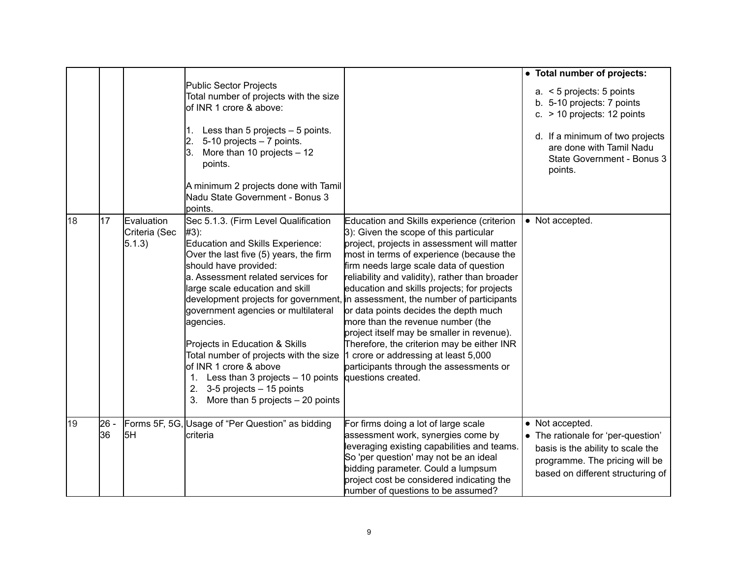| | | | | | |
|---|---|---|---|---|---|
| | | | Public Sector Projects<br>Total number of projects with the size of INR 1 crore & above:<br><br>1. Less than 5 projects – 5 points.<br>2. 5-10 projects – 7 points.<br>3. More than 10 projects – 12 points.<br><br>A minimum 2 projects done with Tamil Nadu State Government - Bonus 3 points. | | ● **Total number of projects:**<br>a. < 5 projects: 5 points<br>b. 5-10 projects: 7 points<br>c. > 10 projects: 12 points<br><br>d. If a minimum of two projects are done with Tamil Nadu State Government - Bonus 3 points. |
| 18 | 17 | Evaluation Criteria (Sec 5.1.3) | Sec 5.1.3. (Firm Level Qualification #3):<br>Education and Skills Experience: Over the last five (5) years, the firm should have provided:<br>a. Assessment related services for large scale education and skill development projects for government, government agencies or multilateral agencies.<br><br>Projects in Education & Skills<br>Total number of projects with the size of INR 1 crore & above<br>1. Less than 3 projects – 10 points<br>2. 3-5 projects – 15 points<br>3. More than 5 projects – 20 points | Education and Skills experience (criterion 3): Given the scope of this particular project, projects in assessment will matter most in terms of experience (because the firm needs large scale data of question reliability and validity), rather than broader education and skills projects; for projects in assessment, the number of participants or data points decides the depth much more than the revenue number (the project itself may be smaller in revenue). Therefore, the criterion may be either INR 1 crore or addressing at least 5,000 participants through the assessments or questions created. | ● Not accepted. |
| 19 | 26 - 36 | Forms 5F, 5G, 5H | Usage of "Per Question" as bidding criteria | For firms doing a lot of large scale assessment work, synergies come by leveraging existing capabilities and teams. So 'per question' may not be an ideal bidding parameter. Could a lumpsum project cost be considered indicating the number of questions to be assumed? | ● Not accepted.<br>● The rationale for 'per-question' basis is the ability to scale the programme. The pricing will be based on different structuring of |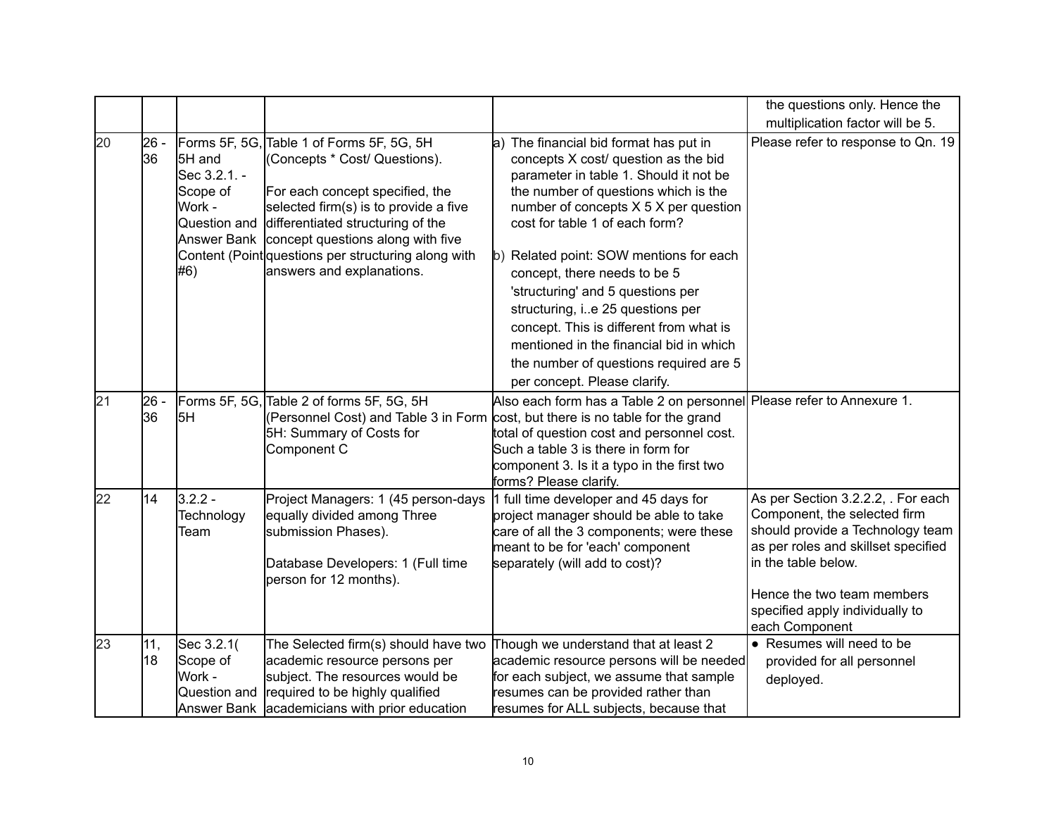| | | | | | |
|---|---|---|---|---|---|
| | | | | | the questions only. Hence the multiplication factor will be 5. |
| 20 | 26 - 36 | Forms 5F, 5G, 5H and Sec 3.2.1. - Scope of Work - Question and Answer Bank Content (Point #6) | Table 1 of Forms 5F, 5G, 5H (Concepts * Cost/ Questions).<br><br>For each concept specified, the selected firm(s) is to provide a five differentiated structuring of the concept questions along with five questions per structuring along with answers and explanations. | a) The financial bid format has put in concepts X cost/ question as the bid parameter in table 1. Should it not be the number of questions which is the number of concepts X 5 X per question cost for table 1 of each form?<br><br>b) Related point: SOW mentions for each concept, there needs to be 5 'structuring' and 5 questions per structuring, i..e 25 questions per concept. This is different from what is mentioned in the financial bid in which the number of questions required are 5 per concept. Please clarify. | Please refer to response to Qn. 19 |
| 21 | 26 - 36 | Forms 5F, 5G, 5H | Table 2 of forms 5F, 5G, 5H (Personnel Cost) and Table 3 in Form 5H: Summary of Costs for Component C | Also each form has a Table 2 on personnel cost, but there is no table for the grand total of question cost and personnel cost. Such a table 3 is there in form for component 3. Is it a typo in the first two forms? Please clarify. | Please refer to Annexure 1. |
| 22 | 14 | 3.2.2 - Technology Team | Project Managers: 1 (45 person-days equally divided among Three submission Phases).<br><br>Database Developers: 1 (Full time person for 12 months). | 1 full time developer and 45 days for project manager should be able to take care of all the 3 components; were these meant to be for 'each' component separately (will add to cost)? | As per Section 3.2.2.2, . For each Component, the selected firm should provide a Technology team as per roles and skillset specified in the table below.<br><br>Hence the two team members specified apply individually to each Component |
| 23 | 11, 18 | Sec 3.2.1( Scope of Work - Question and Answer Bank | The Selected firm(s) should have two academic resource persons per subject. The resources would be required to be highly qualified academicians with prior education | Though we understand that at least 2 academic resource persons will be needed for each subject, we assume that sample resumes can be provided rather than resumes for ALL subjects, because that | • Resumes will need to be provided for all personnel deployed. |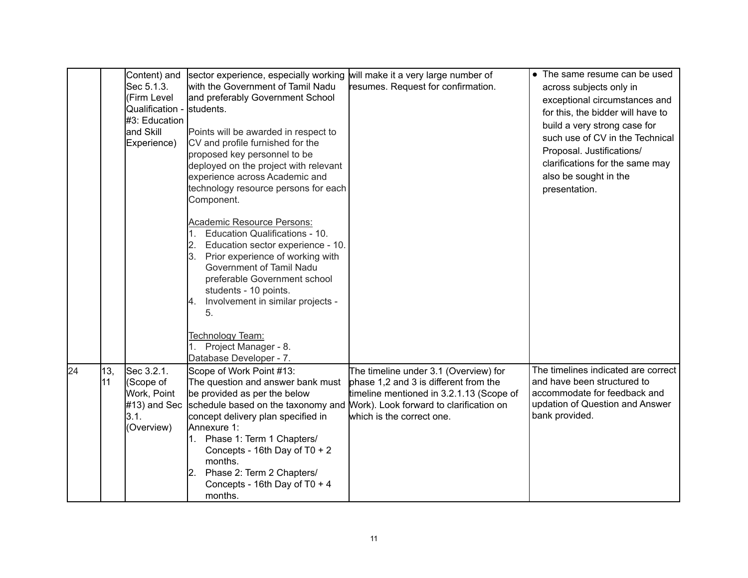| | | | | | |
|---|---|---|---|---|---|
| | | Content) and Sec 5.1.3. (Firm Level Qualification - #3: Education and Skill Experience) | sector experience, especially working with the Government of Tamil Nadu and preferably Government School students.<br><br>Points will be awarded in respect to CV and profile furnished for the proposed key personnel to be deployed on the project with relevant experience across Academic and technology resource persons for each Component.<br><br>Academic Resource Persons:<br>1. Education Qualifications - 10.<br>2. Education sector experience - 10.<br>3. Prior experience of working with Government of Tamil Nadu preferable Government school students - 10 points.<br>4. Involvement in similar projects - 5.<br><br>Technology Team:<br>1. Project Manager - 8.<br>Database Developer - 7. | will make it a very large number of resumes. Request for confirmation. | • The same resume can be used across subjects only in exceptional circumstances and for this, the bidder will have to build a very strong case for such use of CV in the Technical Proposal. Justifications/ clarifications for the same may also be sought in the presentation. |
| 24 | 13, 11 | Sec 3.2.1. (Scope of Work, Point #13) and Sec 3.1. (Overview) | Scope of Work Point #13:<br>The question and answer bank must be provided as per the below schedule based on the taxonomy and concept delivery plan specified in Annexure 1:<br>1. Phase 1: Term 1 Chapters/ Concepts - 16th Day of T0 + 2 months.<br>2. Phase 2: Term 2 Chapters/ Concepts - 16th Day of T0 + 4 months. | The timeline under 3.1 (Overview) for phase 1,2 and 3 is different from the timeline mentioned in 3.2.1.13 (Scope of Work). Look forward to clarification on which is the correct one. | The timelines indicated are correct and have been structured to accommodate for feedback and updation of Question and Answer bank provided. |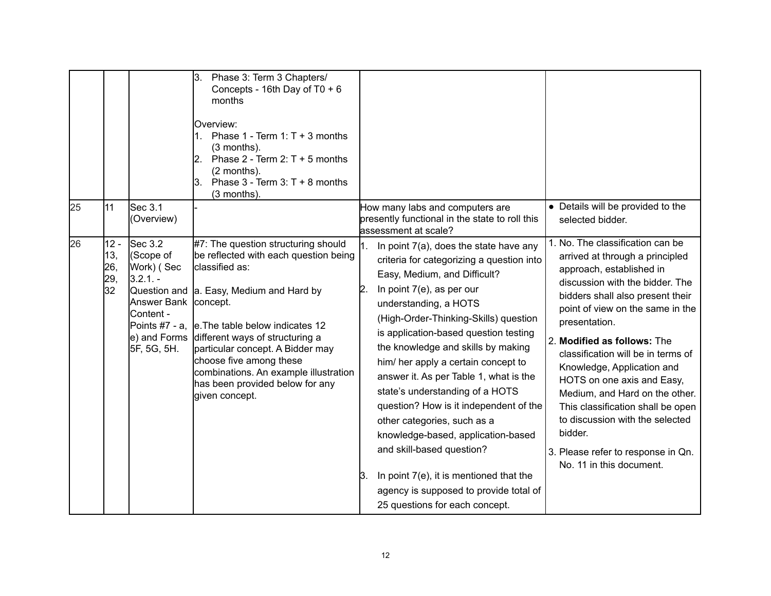| | | | | | |
|---|---|---|---|---|---|
| | | | 3. Phase 3: Term 3 Chapters/ Concepts - 16th Day of T0 + 6 months<br><br>Overview:<br>1. Phase 1 - Term 1: T + 3 months (3 months).<br>2. Phase 2 - Term 2: T + 5 months (2 months).<br>3. Phase 3 - Term 3: T + 8 months (3 months). | | |
| 25 | 11 | Sec 3.1 (Overview) | - | How many labs and computers are presently functional in the state to roll this assessment at scale? | ● Details will be provided to the selected bidder. |
| 26 | 12 - 13, 26, 29, 32 | Sec 3.2 (Scope of Work) ( Sec 3.2.1. - Question and Answer Bank Content - Points #7 - a, e) and Forms 5F, 5G, 5H. | #7: The question structuring should be reflected with each question being classified as:<br><br>a. Easy, Medium and Hard by concept.<br><br>e. The table below indicates 12 different ways of structuring a particular concept. A Bidder may choose five among these combinations. An example illustration has been provided below for any given concept. | 1. In point 7(a), does the state have any criteria for categorizing a question into Easy, Medium, and Difficult?<br>2. In point 7(e), as per our understanding, a HOTS (High-Order-Thinking-Skills) question is application-based question testing the knowledge and skills by making him/ her apply a certain concept to answer it. As per Table 1, what is the state's understanding of a HOTS question? How is it independent of the other categories, such as a knowledge-based, application-based and skill-based question?<br><br>3. In point 7(e), it is mentioned that the agency is supposed to provide total of 25 questions for each concept. | 1. No. The classification can be arrived at through a principled approach, established in discussion with the bidder. The bidders shall also present their point of view on the same in the presentation.<br><br>2. **Modified as follows:** The classification will be in terms of Knowledge, Application and HOTS on one axis and Easy, Medium, and Hard on the other. This classification shall be open to discussion with the selected bidder.<br><br>3. Please refer to response in Qn. No. 11 in this document. |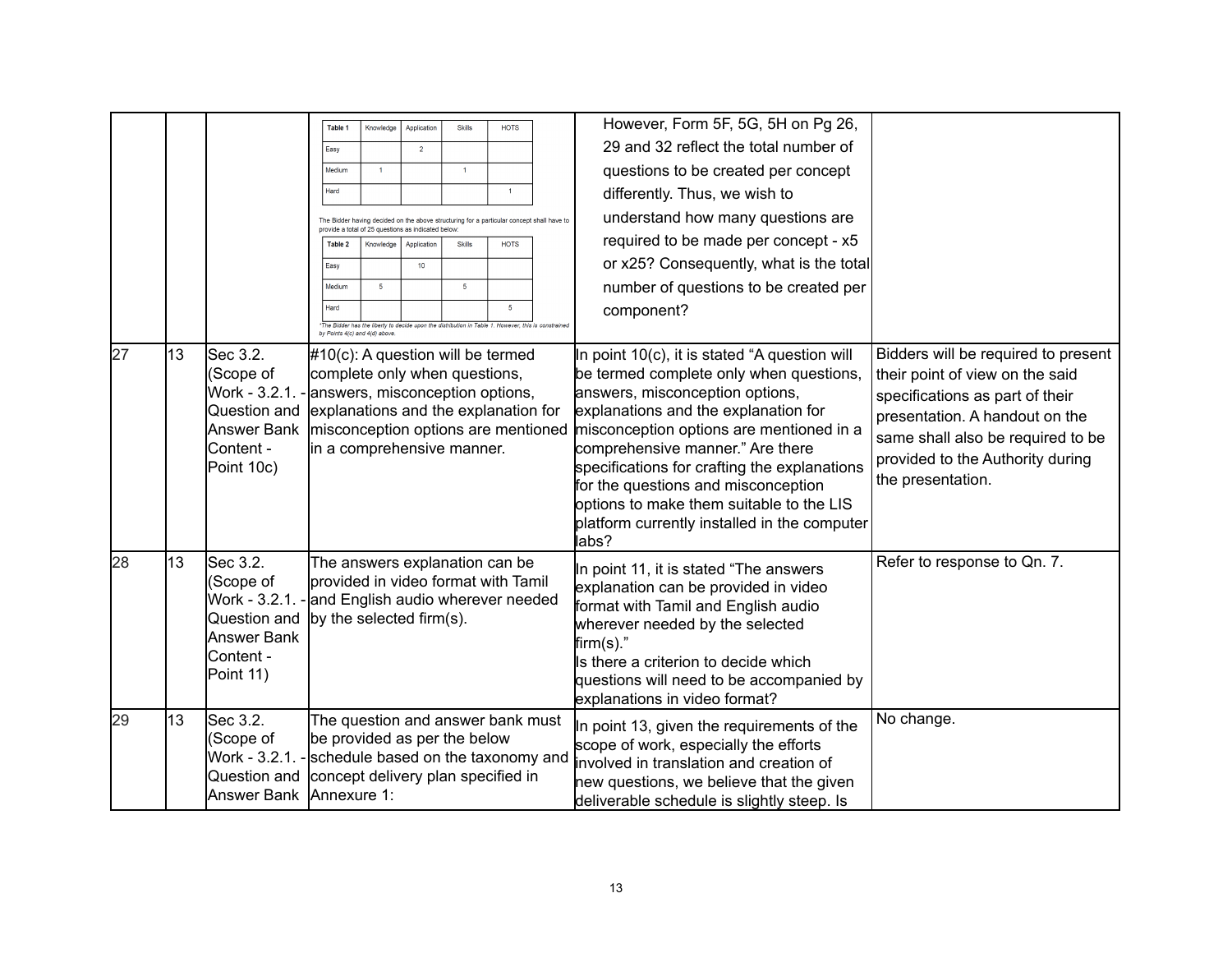| | | | Table 1 / Knowledge / Application / Skills / HOTS<br>Easy: Application 2<br>Medium: Knowledge 1, Skills 1<br>Hard: HOTS 1<br><br>The Bidder having decided on the above structuring for a particular concept shall have to provide a total of 25 questions as indicated below:<br><br>Table 2 / Knowledge / Application / Skills / HOTS<br>Easy: Application 10<br>Medium: Knowledge 5, Skills 5<br>Hard: HOTS 5<br><br>*The Bidder has the liberty to decide upon the distribution in Table 1. However, this is constrained by Points 4(c) and 4(d) above. | However, Form 5F, 5G, 5H on Pg 26, 29 and 32 reflect the total number of questions to be created per concept differently. Thus, we wish to understand how many questions are required to be made per concept - x5 or x25? Consequently, what is the total number of questions to be created per component? | |
|---|---|---|---|---|---|
| 27 | 13 | Sec 3.2. (Scope of Work - 3.2.1. - Question and Answer Bank Content - Point 10c) | #10(c): A question will be termed complete only when questions, answers, misconception options, explanations and the explanation for misconception options are mentioned in a comprehensive manner. | In point 10(c), it is stated "A question will be termed complete only when questions, answers, misconception options, explanations and the explanation for misconception options are mentioned in a comprehensive manner." Are there specifications for crafting the explanations for the questions and misconception options to make them suitable to the LIS platform currently installed in the computer labs? | Bidders will be required to present their point of view on the said specifications as part of their presentation. A handout on the same shall also be required to be provided to the Authority during the presentation. |
| 28 | 13 | Sec 3.2. (Scope of Work - 3.2.1. - Question and Answer Bank Content - Point 11) | The answers explanation can be provided in video format with Tamil and English audio wherever needed by the selected firm(s). | In point 11, it is stated "The answers explanation can be provided in video format with Tamil and English audio wherever needed by the selected firm(s)."<br>Is there a criterion to decide which questions will need to be accompanied by explanations in video format? | Refer to response to Qn. 7. |
| 29 | 13 | Sec 3.2. (Scope of Work - 3.2.1. - Question and Answer Bank | The question and answer bank must be provided as per the below schedule based on the taxonomy and concept delivery plan specified in Annexure 1: | In point 13, given the requirements of the scope of work, especially the efforts involved in translation and creation of new questions, we believe that the given deliverable schedule is slightly steep. Is | No change. |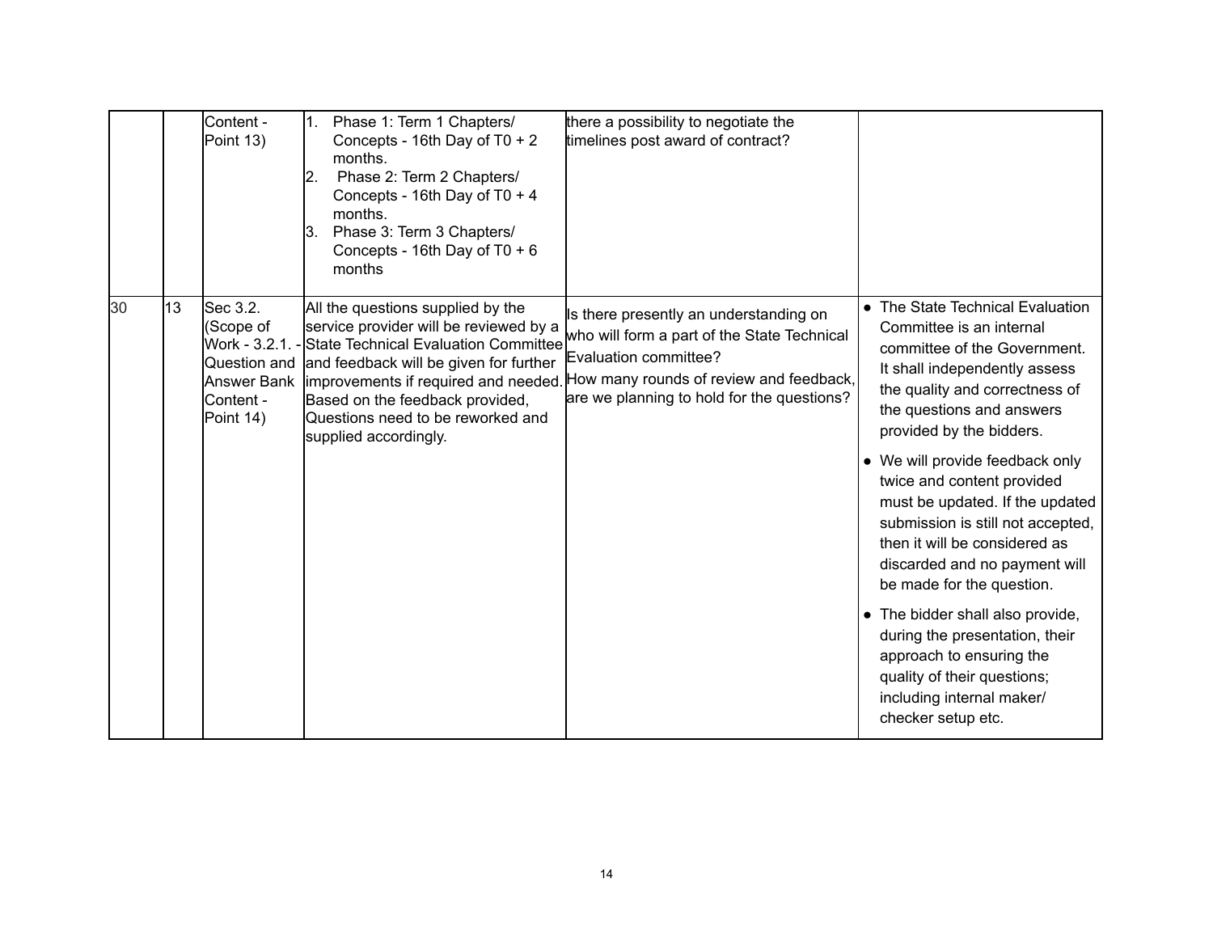| | | | | | |
|---|---|---|---|---|---|
| | | Content - Point 13) | 1. Phase 1: Term 1 Chapters/ Concepts - 16th Day of T0 + 2 months.<br>2. Phase 2: Term 2 Chapters/ Concepts - 16th Day of T0 + 4 months.<br>3. Phase 3: Term 3 Chapters/ Concepts - 16th Day of T0 + 6 months | there a possibility to negotiate the timelines post award of contract? | |
| 30 | 13 | Sec 3.2. (Scope of Work - 3.2.1. - Question and Answer Bank Content - Point 14) | All the questions supplied by the service provider will be reviewed by a State Technical Evaluation Committee and feedback will be given for further improvements if required and needed. Based on the feedback provided, Questions need to be reworked and supplied accordingly. | Is there presently an understanding on who will form a part of the State Technical Evaluation committee?<br>How many rounds of review and feedback, are we planning to hold for the questions? | • The State Technical Evaluation Committee is an internal committee of the Government. It shall independently assess the quality and correctness of the questions and answers provided by the bidders.<br>• We will provide feedback only twice and content provided must be updated. If the updated submission is still not accepted, then it will be considered as discarded and no payment will be made for the question.<br>• The bidder shall also provide, during the presentation, their approach to ensuring the quality of their questions; including internal maker/ checker setup etc. |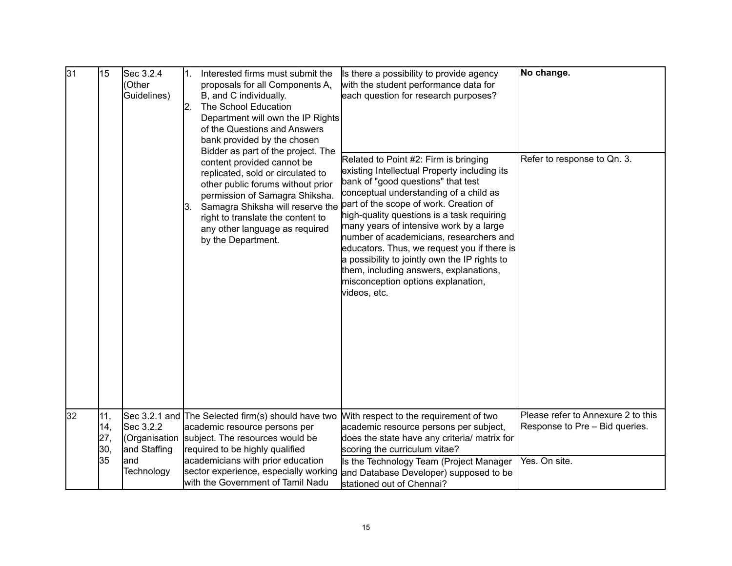| 31 | 15 | Sec 3.2.4 (Other Guidelines) | 1. Interested firms must submit the proposals for all Components A, B, and C individually.<br>2. The School Education Department will own the IP Rights of the Questions and Answers bank provided by the chosen Bidder as part of the project. The content provided cannot be replicated, sold or circulated to other public forums without prior permission of Samagra Shiksha.<br>3. Samagra Shiksha will reserve the right to translate the content to any other language as required by the Department. | Is there a possibility to provide agency with the student performance data for each question for research purposes? | **No change.** |
|---|---|---|---|---|---|
| | | | | Related to Point #2: Firm is bringing existing Intellectual Property including its bank of "good questions" that test conceptual understanding of a child as part of the scope of work. Creation of high-quality questions is a task requiring many years of intensive work by a large number of academicians, researchers and educators. Thus, we request you if there is a possibility to jointly own the IP rights to them, including answers, explanations, misconception options explanation, videos, etc. | Refer to response to Qn. 3. |
| 32 | 11, 14, 27, 30, 35 | Sec 3.2.1 and Sec 3.2.2 (Organisation and Staffing and Technology | The Selected firm(s) should have two academic resource persons per subject. The resources would be required to be highly qualified academicians with prior education sector experience, especially working with the Government of Tamil Nadu | With respect to the requirement of two academic resource persons per subject, does the state have any criteria/ matrix for scoring the curriculum vitae? | Please refer to Annexure 2 to this Response to Pre – Bid queries. |
| | | | | Is the Technology Team (Project Manager and Database Developer) supposed to be stationed out of Chennai? | Yes. On site. |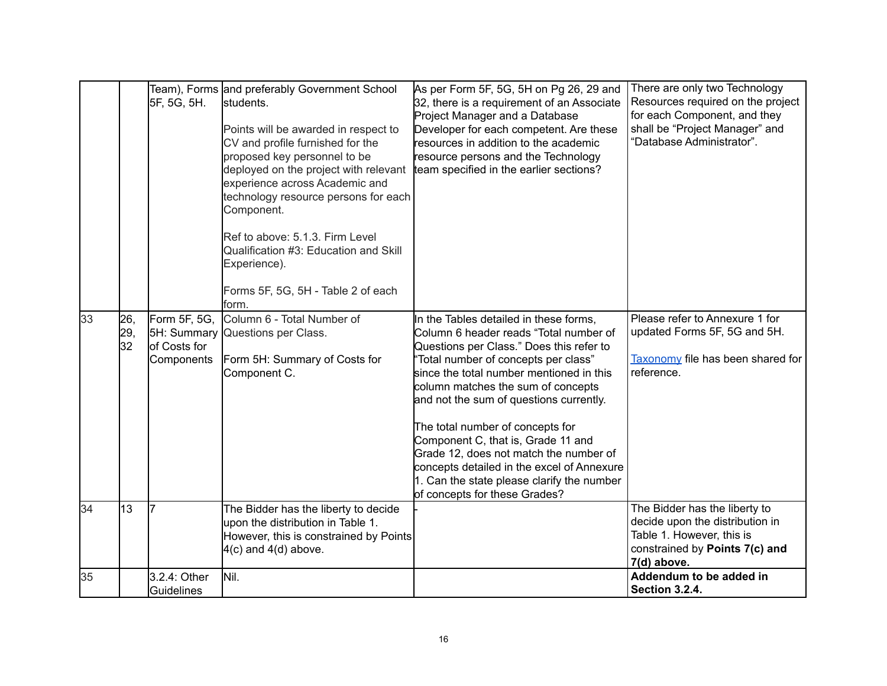| | | | | | |
|---|---|---|---|---|---|
| | | Team), Forms 5F, 5G, 5H. | and preferably Government School students.<br><br>Points will be awarded in respect to CV and profile furnished for the proposed key personnel to be deployed on the project with relevant experience across Academic and technology resource persons for each Component.<br><br>Ref to above: 5.1.3. Firm Level Qualification #3: Education and Skill Experience).<br><br>Forms 5F, 5G, 5H - Table 2 of each form. | As per Form 5F, 5G, 5H on Pg 26, 29 and 32, there is a requirement of an Associate Project Manager and a Database Developer for each competent. Are these resources in addition to the academic resource persons and the Technology team specified in the earlier sections? | There are only two Technology Resources required on the project for each Component, and they shall be "Project Manager" and "Database Administrator". |
| 33 | 26, 29, 32 | Form 5F, 5G, 5H: Summary of Costs for Components | Column 6 - Total Number of Questions per Class.<br><br>Form 5H: Summary of Costs for Component C. | In the Tables detailed in these forms, Column 6 header reads "Total number of Questions per Class." Does this refer to "Total number of concepts per class" since the total number mentioned in this column matches the sum of concepts and not the sum of questions currently.<br><br>The total number of concepts for Component C, that is, Grade 11 and Grade 12, does not match the number of concepts detailed in the excel of Annexure 1. Can the state please clarify the number of concepts for these Grades? | Please refer to Annexure 1 for updated Forms 5F, 5G and 5H.<br><br>[Taxonomy]() file has been shared for reference. |
| 34 | 13 | 7 | The Bidder has the liberty to decide upon the distribution in Table 1. However, this is constrained by Points 4(c) and 4(d) above. | - | The Bidder has the liberty to decide upon the distribution in Table 1. However, this is constrained by **Points 7(c) and 7(d) above.** |
| 35 | | 3.2.4: Other Guidelines | Nil. | | **Addendum to be added in Section 3.2.4.** |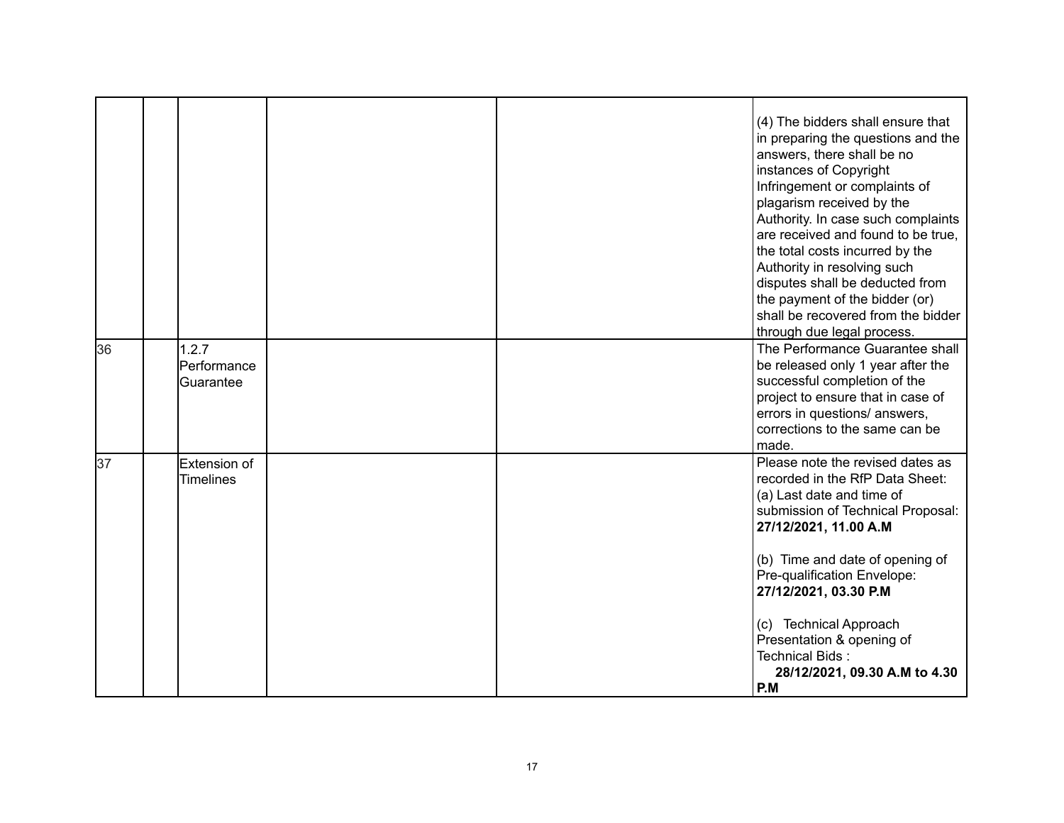| | | | | | |
|---|---|---|---|---|---|
| | | | | | (4) The bidders shall ensure that in preparing the questions and the answers, there shall be no instances of Copyright Infringement or complaints of plagarism received by the Authority. In case such complaints are received and found to be true, the total costs incurred by the Authority in resolving such disputes shall be deducted from the payment of the bidder (or) shall be recovered from the bidder through due legal process. |
| 36 | | 1.2.7 Performance Guarantee | | | The Performance Guarantee shall be released only 1 year after the successful completion of the project to ensure that in case of errors in questions/ answers, corrections to the same can be made. |
| 37 | | Extension of Timelines | | | Please note the revised dates as recorded in the RfP Data Sheet:<br>(a) Last date and time of submission of Technical Proposal: **27/12/2021, 11.00 A.M**<br><br>(b) Time and date of opening of Pre-qualification Envelope: **27/12/2021, 03.30 P.M**<br><br>(c) Technical Approach Presentation & opening of Technical Bids : **28/12/2021, 09.30 A.M to 4.30 P.M** |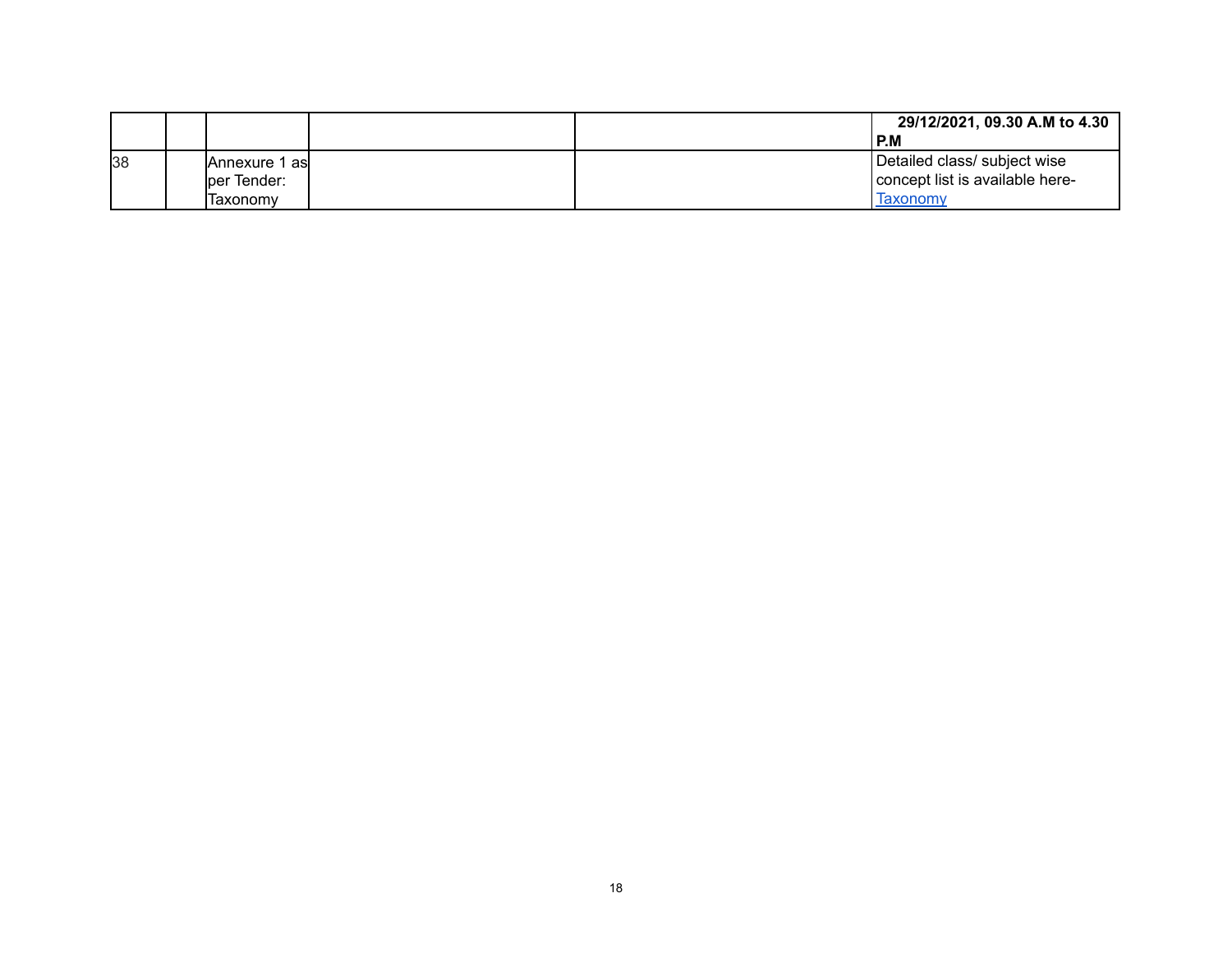| | | | | | |
|---|---|---|---|---|---|
| | | | | | **29/12/2021, 09.30 A.M to 4.30 P.M** |
| 38 | | Annexure 1 as per Tender: Taxonomy | | | Detailed class/ subject wise concept list is available here- Taxonomy |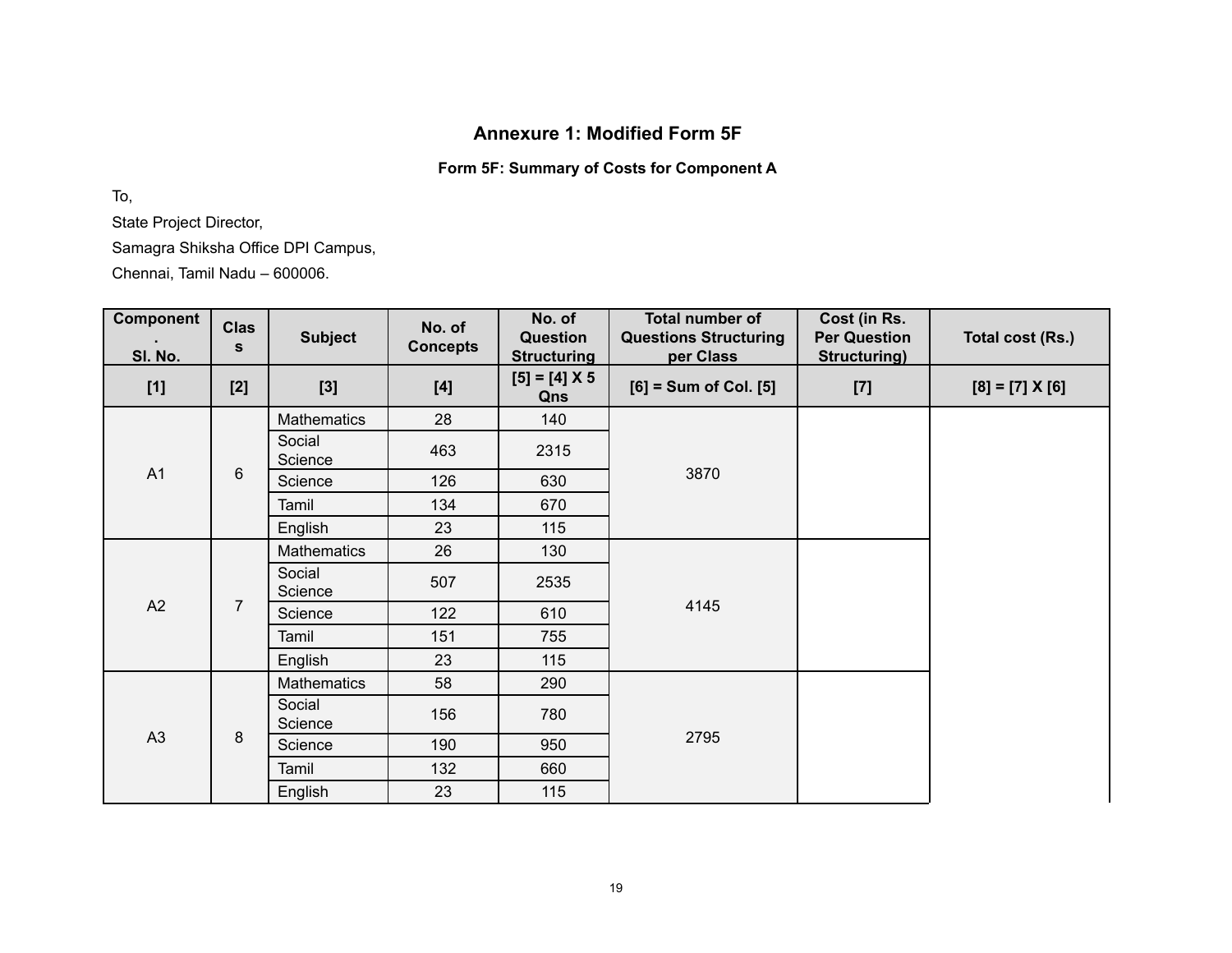## Annexure 1: Modified Form 5F

**Form 5F: Summary of Costs for Component A**

To,

State Project Director,

Samagra Shiksha Office DPI Campus,

Chennai, Tamil Nadu – 600006.

| Component . Sl. No. | Class | Subject | No. of Concepts | No. of Question Structuring | Total number of Questions Structuring per Class | Cost (in Rs. Per Question Structuring) | Total cost (Rs.) |
|---|---|---|---|---|---|---|---|
| [1] | [2] | [3] | [4] | [5] = [4] X 5 Qns | [6] = Sum of Col. [5] | [7] | [8] = [7] X [6] |
| A1 | 6 | Mathematics | 28 | 140 | 3870 | | |
| | | Social Science | 463 | 2315 | | | |
| | | Science | 126 | 630 | | | |
| | | Tamil | 134 | 670 | | | |
| | | English | 23 | 115 | | | |
| A2 | 7 | Mathematics | 26 | 130 | 4145 | | |
| | | Social Science | 507 | 2535 | | | |
| | | Science | 122 | 610 | | | |
| | | Tamil | 151 | 755 | | | |
| | | English | 23 | 115 | | | |
| A3 | 8 | Mathematics | 58 | 290 | 2795 | | |
| | | Social Science | 156 | 780 | | | |
| | | Science | 190 | 950 | | | |
| | | Tamil | 132 | 660 | | | |
| | | English | 23 | 115 | | | |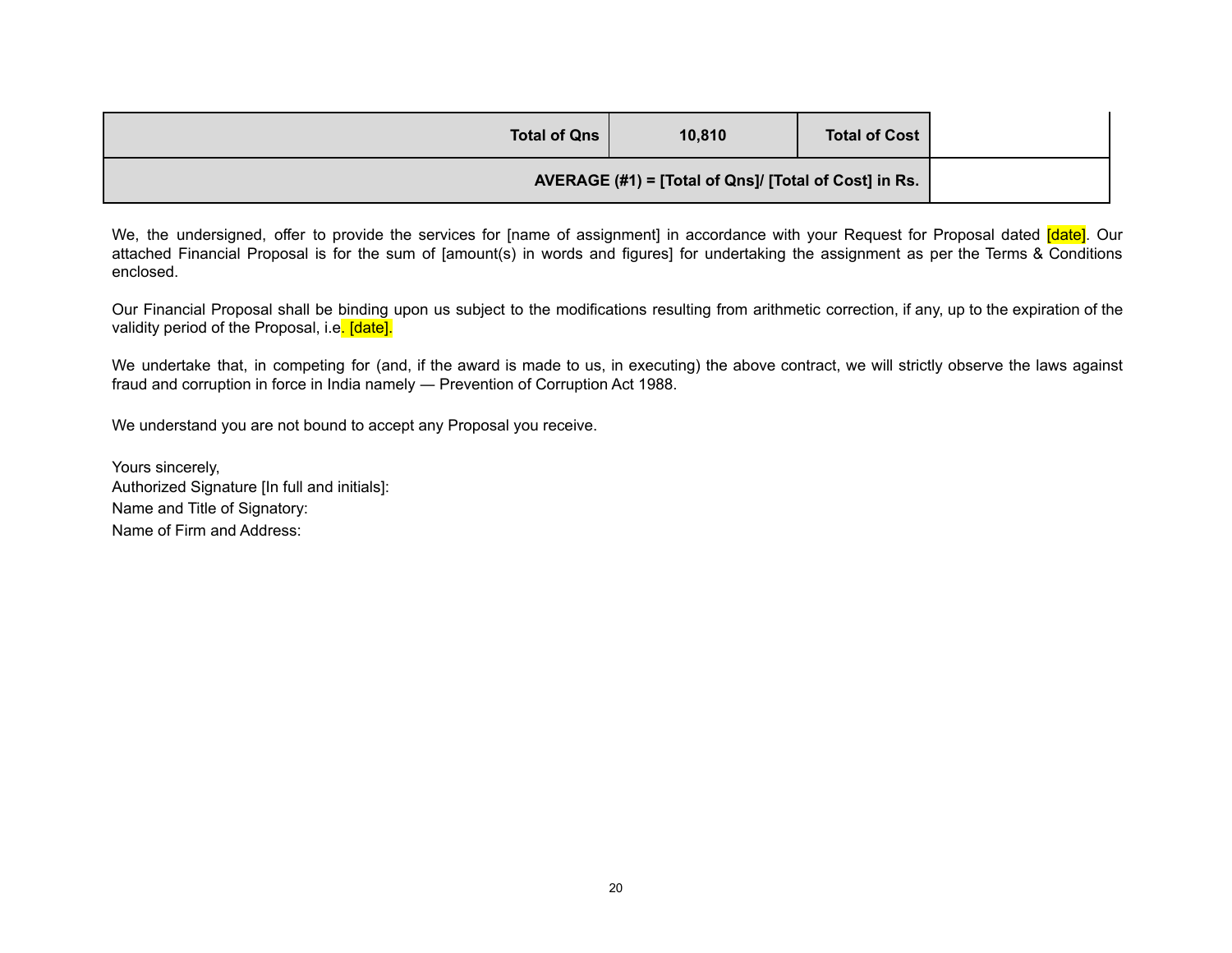| Total of Qns | 10,810 | Total of Cost | |
|---|---|---|---|
| AVERAGE (#1) = [Total of Qns]/ [Total of Cost] in Rs. | | | |

We, the undersigned, offer to provide the services for [name of assignment] in accordance with your Request for Proposal dated [date]. Our attached Financial Proposal is for the sum of [amount(s) in words and figures] for undertaking the assignment as per the Terms & Conditions enclosed.

Our Financial Proposal shall be binding upon us subject to the modifications resulting from arithmetic correction, if any, up to the expiration of the validity period of the Proposal, i.e. [date].

We undertake that, in competing for (and, if the award is made to us, in executing) the above contract, we will strictly observe the laws against fraud and corruption in force in India namely — Prevention of Corruption Act 1988.

We understand you are not bound to accept any Proposal you receive.

Yours sincerely,
Authorized Signature [In full and initials]:
Name and Title of Signatory:
Name of Firm and Address: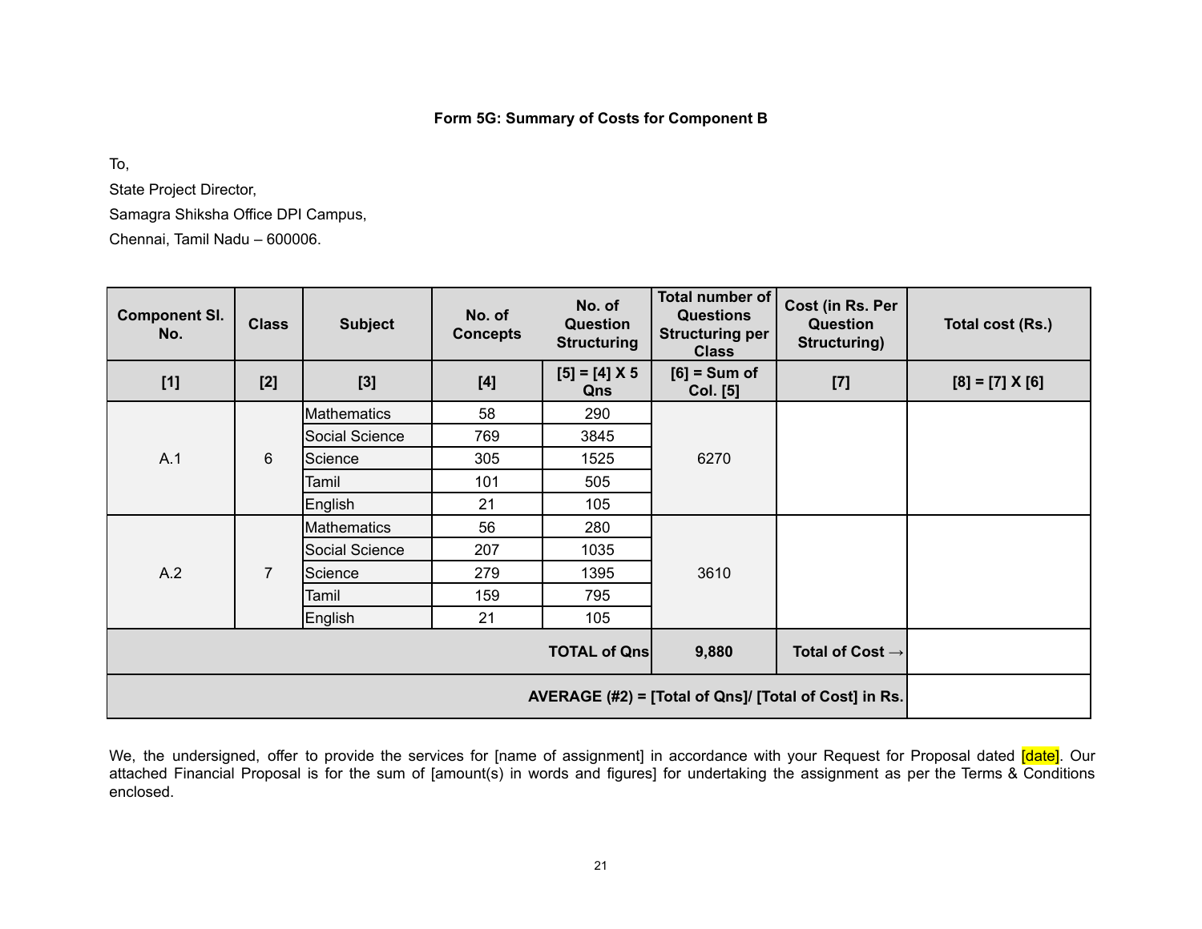**Form 5G: Summary of Costs for Component B**

To,

State Project Director,

Samagra Shiksha Office DPI Campus,

Chennai, Tamil Nadu – 600006.

| Component Sl. No. | Class | Subject | No. of Concepts | No. of Question Structuring | Total number of Questions Structuring per Class | Cost (in Rs. Per Question Structuring) | Total cost (Rs.) |
|---|---|---|---|---|---|---|---|
| [1] | [2] | [3] | [4] | [5] = [4] X 5 Qns | [6] = Sum of Col. [5] | [7] | [8] = [7] X [6] |
| A.1 | 6 | Mathematics | 58 | 290 | 6270 | | |
| | | Social Science | 769 | 3845 | | | |
| | | Science | 305 | 1525 | | | |
| | | Tamil | 101 | 505 | | | |
| | | English | 21 | 105 | | | |
| A.2 | 7 | Mathematics | 56 | 280 | 3610 | | |
| | | Social Science | 207 | 1035 | | | |
| | | Science | 279 | 1395 | | | |
| | | Tamil | 159 | 795 | | | |
| | | English | 21 | 105 | | | |
| | | | | **TOTAL of Qns** | **9,880** | **Total of Cost →** | |
| | | | | | | **AVERAGE (#2) = [Total of Qns]/ [Total of Cost] in Rs.** | |

We, the undersigned, offer to provide the services for [name of assignment] in accordance with your Request for Proposal dated [date]. Our attached Financial Proposal is for the sum of [amount(s) in words and figures] for undertaking the assignment as per the Terms & Conditions enclosed.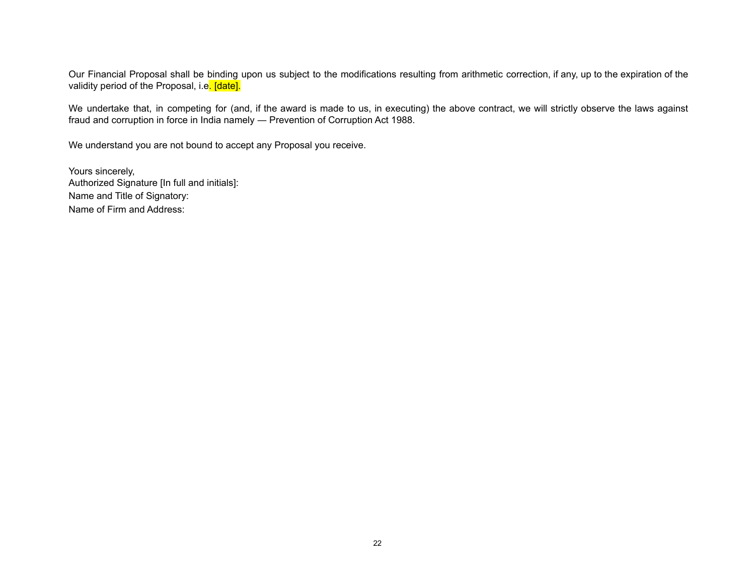Our Financial Proposal shall be binding upon us subject to the modifications resulting from arithmetic correction, if any, up to the expiration of the validity period of the Proposal, i.e. [date].

We undertake that, in competing for (and, if the award is made to us, in executing) the above contract, we will strictly observe the laws against fraud and corruption in force in India namely — Prevention of Corruption Act 1988.

We understand you are not bound to accept any Proposal you receive.

Yours sincerely,
Authorized Signature [In full and initials]:
Name and Title of Signatory:
Name of Firm and Address: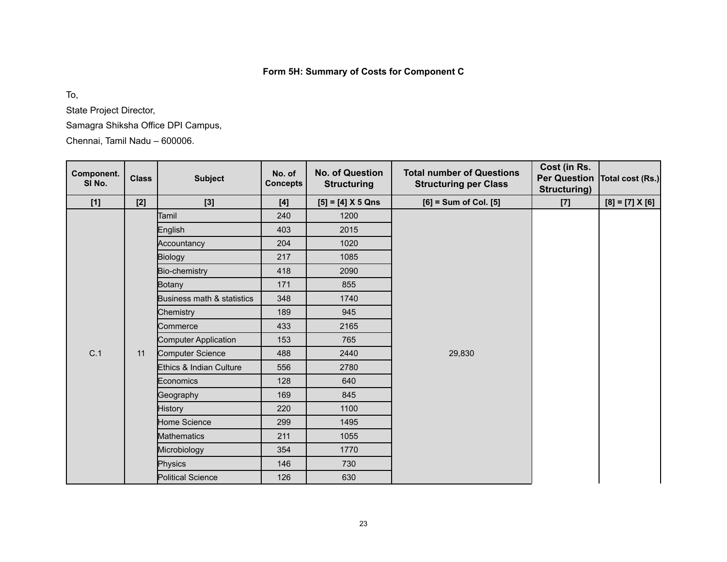**Form 5H: Summary of Costs for Component C**

To,

State Project Director,

Samagra Shiksha Office DPI Campus,

Chennai, Tamil Nadu – 600006.

| Component. Sl No. | Class | Subject | No. of Concepts | No. of Question Structuring | Total number of Questions Structuring per Class | Cost (in Rs. Per Question Structuring) | Total cost (Rs.) |
|---|---|---|---|---|---|---|---|
| [1] | [2] | [3] | [4] | [5] = [4] X 5 Qns | [6] = Sum of Col. [5] | [7] | [8] = [7] X [6] |
| C.1 | 11 | Tamil | 240 | 1200 | 29,830 | | |
| | | English | 403 | 2015 | | | |
| | | Accountancy | 204 | 1020 | | | |
| | | Biology | 217 | 1085 | | | |
| | | Bio-chemistry | 418 | 2090 | | | |
| | | Botany | 171 | 855 | | | |
| | | Business math & statistics | 348 | 1740 | | | |
| | | Chemistry | 189 | 945 | | | |
| | | Commerce | 433 | 2165 | | | |
| | | Computer Application | 153 | 765 | | | |
| | | Computer Science | 488 | 2440 | | | |
| | | Ethics & Indian Culture | 556 | 2780 | | | |
| | | Economics | 128 | 640 | | | |
| | | Geography | 169 | 845 | | | |
| | | History | 220 | 1100 | | | |
| | | Home Science | 299 | 1495 | | | |
| | | Mathematics | 211 | 1055 | | | |
| | | Microbiology | 354 | 1770 | | | |
| | | Physics | 146 | 730 | | | |
| | | Political Science | 126 | 630 | | | |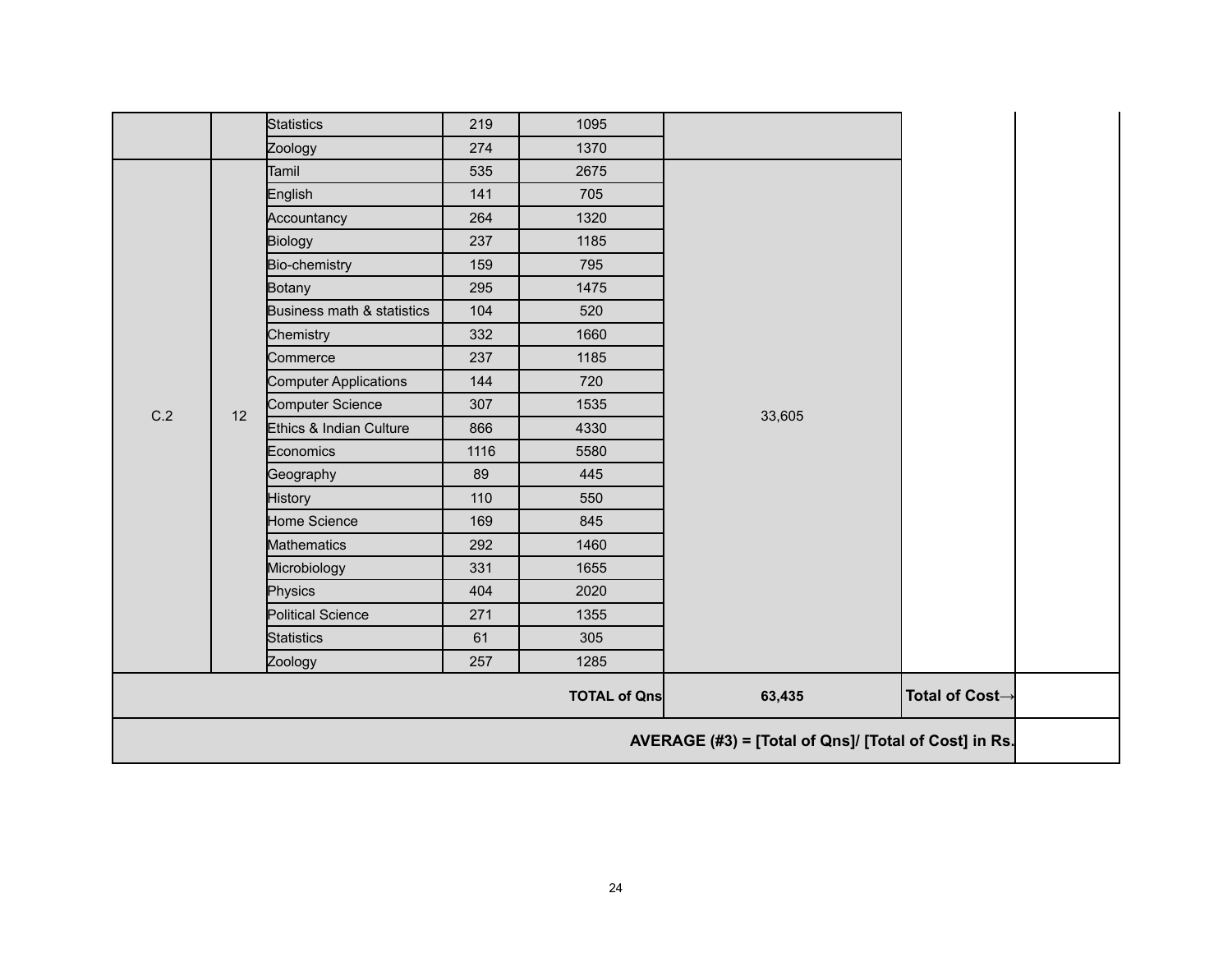| | | | | | | | |
|---|---|---|---|---|---|---|---|
| | | Statistics | 219 | 1095 | | | |
| | | Zoology | 274 | 1370 | | | |
| C.2 | 12 | Tamil | 535 | 2675 | 33,605 | | |
| | | English | 141 | 705 | | | |
| | | Accountancy | 264 | 1320 | | | |
| | | Biology | 237 | 1185 | | | |
| | | Bio-chemistry | 159 | 795 | | | |
| | | Botany | 295 | 1475 | | | |
| | | Business math & statistics | 104 | 520 | | | |
| | | Chemistry | 332 | 1660 | | | |
| | | Commerce | 237 | 1185 | | | |
| | | Computer Applications | 144 | 720 | | | |
| | | Computer Science | 307 | 1535 | | | |
| | | Ethics & Indian Culture | 866 | 4330 | | | |
| | | Economics | 1116 | 5580 | | | |
| | | Geography | 89 | 445 | | | |
| | | History | 110 | 550 | | | |
| | | Home Science | 169 | 845 | | | |
| | | Mathematics | 292 | 1460 | | | |
| | | Microbiology | 331 | 1655 | | | |
| | | Physics | 404 | 2020 | | | |
| | | Political Science | 271 | 1355 | | | |
| | | Statistics | 61 | 305 | | | |
| | | Zoology | 257 | 1285 | | | |
| | | | | **TOTAL of Qns** | **63,435** | **Total of Cost→** | |
| | | | | | | **AVERAGE (#3) = [Total of Qns]/ [Total of Cost] in Rs.** | |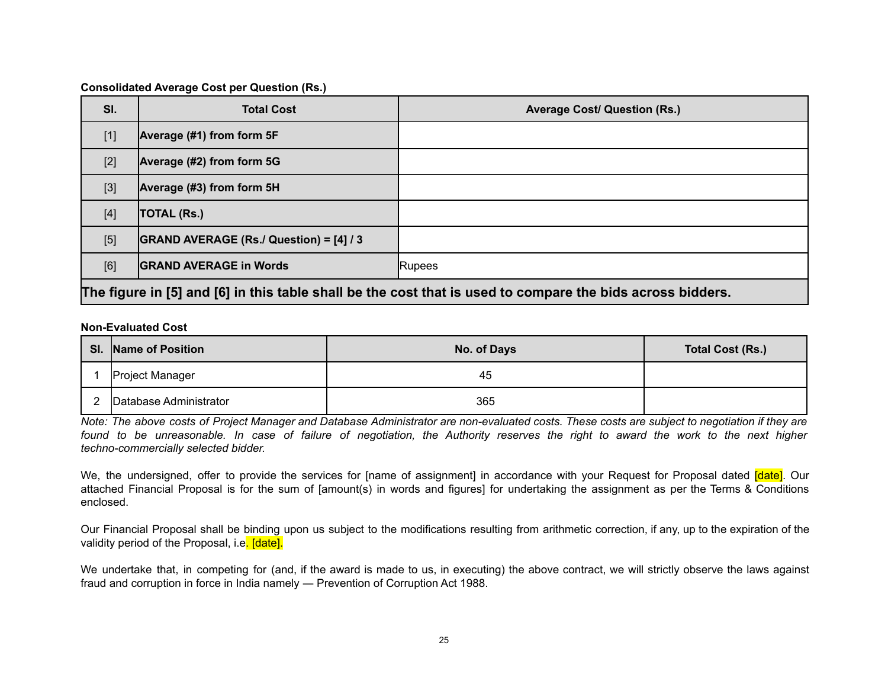**Consolidated Average Cost per Question (Rs.)**

| Sl. | Total Cost | Average Cost/ Question (Rs.) |
|---|---|---|
| [1] | **Average (#1) from form 5F** | |
| [2] | **Average (#2) from form 5G** | |
| [3] | **Average (#3) from form 5H** | |
| [4] | **TOTAL (Rs.)** | |
| [5] | **GRAND AVERAGE (Rs./ Question) = [4] / 3** | |
| [6] | **GRAND AVERAGE in Words** | Rupees |
| **The figure in [5] and [6] in this table shall be the cost that is used to compare the bids across bidders.** | | |

**Non-Evaluated Cost**

| Sl. | Name of Position | No. of Days | Total Cost (Rs.) |
|---|---|---|---|
| 1 | Project Manager | 45 | |
| 2 | Database Administrator | 365 | |

*Note: The above costs of Project Manager and Database Administrator are non-evaluated costs. These costs are subject to negotiation if they are found to be unreasonable. In case of failure of negotiation, the Authority reserves the right to award the work to the next higher techno-commercially selected bidder.*

We, the undersigned, offer to provide the services for [name of assignment] in accordance with your Request for Proposal dated [date]. Our attached Financial Proposal is for the sum of [amount(s) in words and figures] for undertaking the assignment as per the Terms & Conditions enclosed.

Our Financial Proposal shall be binding upon us subject to the modifications resulting from arithmetic correction, if any, up to the expiration of the validity period of the Proposal, i.e. [date].

We undertake that, in competing for (and, if the award is made to us, in executing) the above contract, we will strictly observe the laws against fraud and corruption in force in India namely — Prevention of Corruption Act 1988.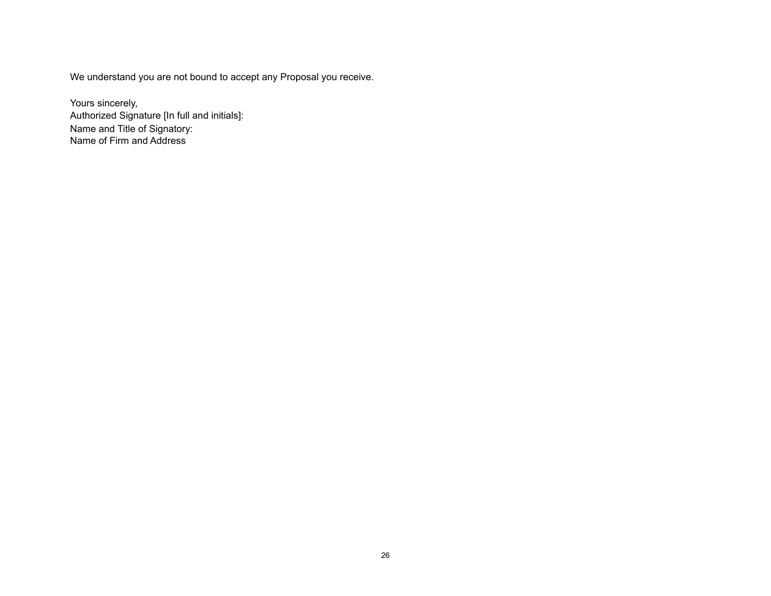We understand you are not bound to accept any Proposal you receive.

Yours sincerely,
Authorized Signature [In full and initials]:
Name and Title of Signatory:
Name of Firm and Address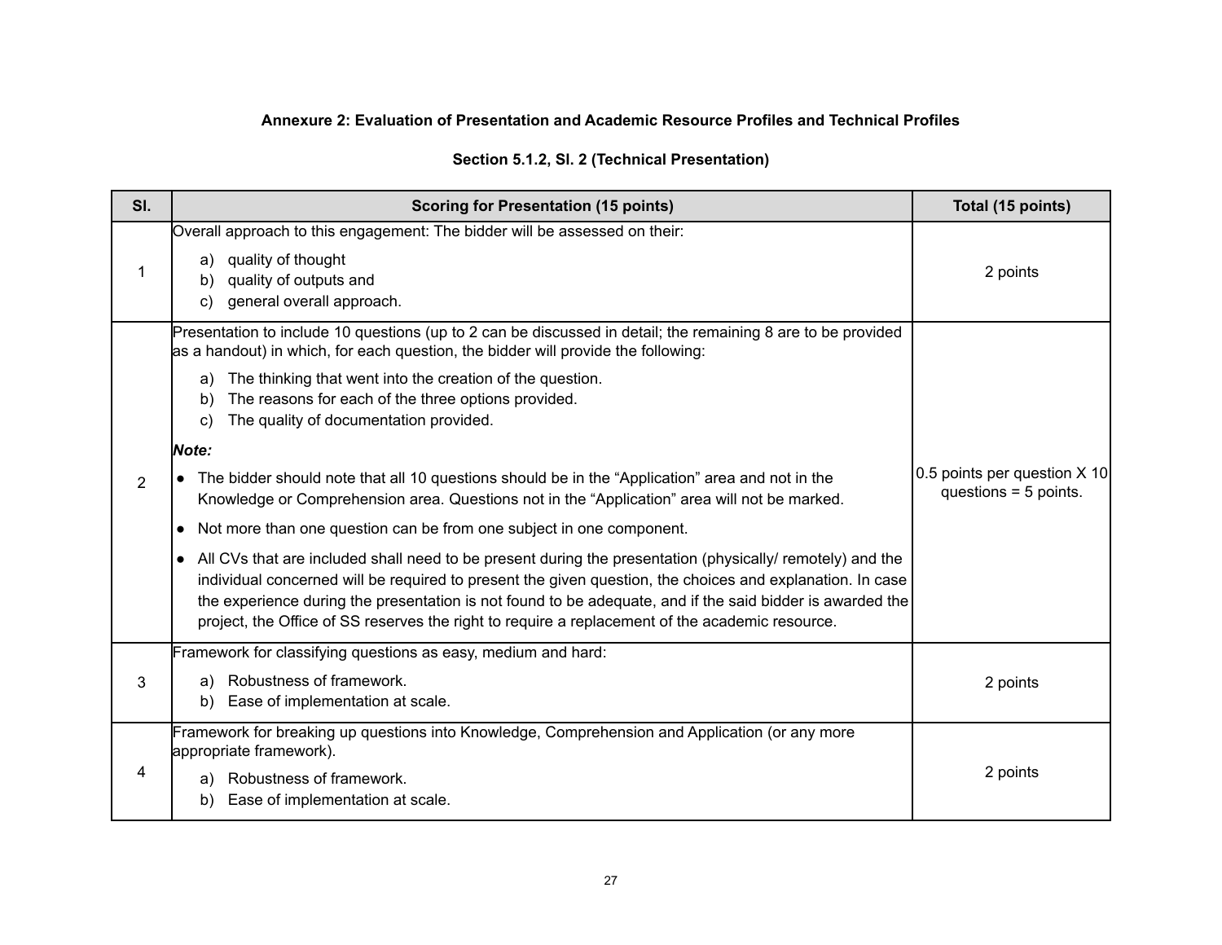**Annexure 2: Evaluation of Presentation and Academic Resource Profiles and Technical Profiles**

**Section 5.1.2, Sl. 2 (Technical Presentation)**

| Sl. | Scoring for Presentation (15 points) | Total (15 points) |
|---|---|---|
| 1 | Overall approach to this engagement: The bidder will be assessed on their:<br>a) quality of thought<br>b) quality of outputs and<br>c) general overall approach. | 2 points |
| 2 | Presentation to include 10 questions (up to 2 can be discussed in detail; the remaining 8 are to be provided as a handout) in which, for each question, the bidder will provide the following:<br>a) The thinking that went into the creation of the question.<br>b) The reasons for each of the three options provided.<br>c) The quality of documentation provided.<br>***Note:***<br>• The bidder should note that all 10 questions should be in the "Application" area and not in the Knowledge or Comprehension area. Questions not in the "Application" area will not be marked.<br>• Not more than one question can be from one subject in one component.<br>• All CVs that are included shall need to be present during the presentation (physically/ remotely) and the individual concerned will be required to present the given question, the choices and explanation. In case the experience during the presentation is not found to be adequate, and if the said bidder is awarded the project, the Office of SS reserves the right to require a replacement of the academic resource. | 0.5 points per question X 10 questions = 5 points. |
| 3 | Framework for classifying questions as easy, medium and hard:<br>a) Robustness of framework.<br>b) Ease of implementation at scale. | 2 points |
| 4 | Framework for breaking up questions into Knowledge, Comprehension and Application (or any more appropriate framework).<br>a) Robustness of framework.<br>b) Ease of implementation at scale. | 2 points |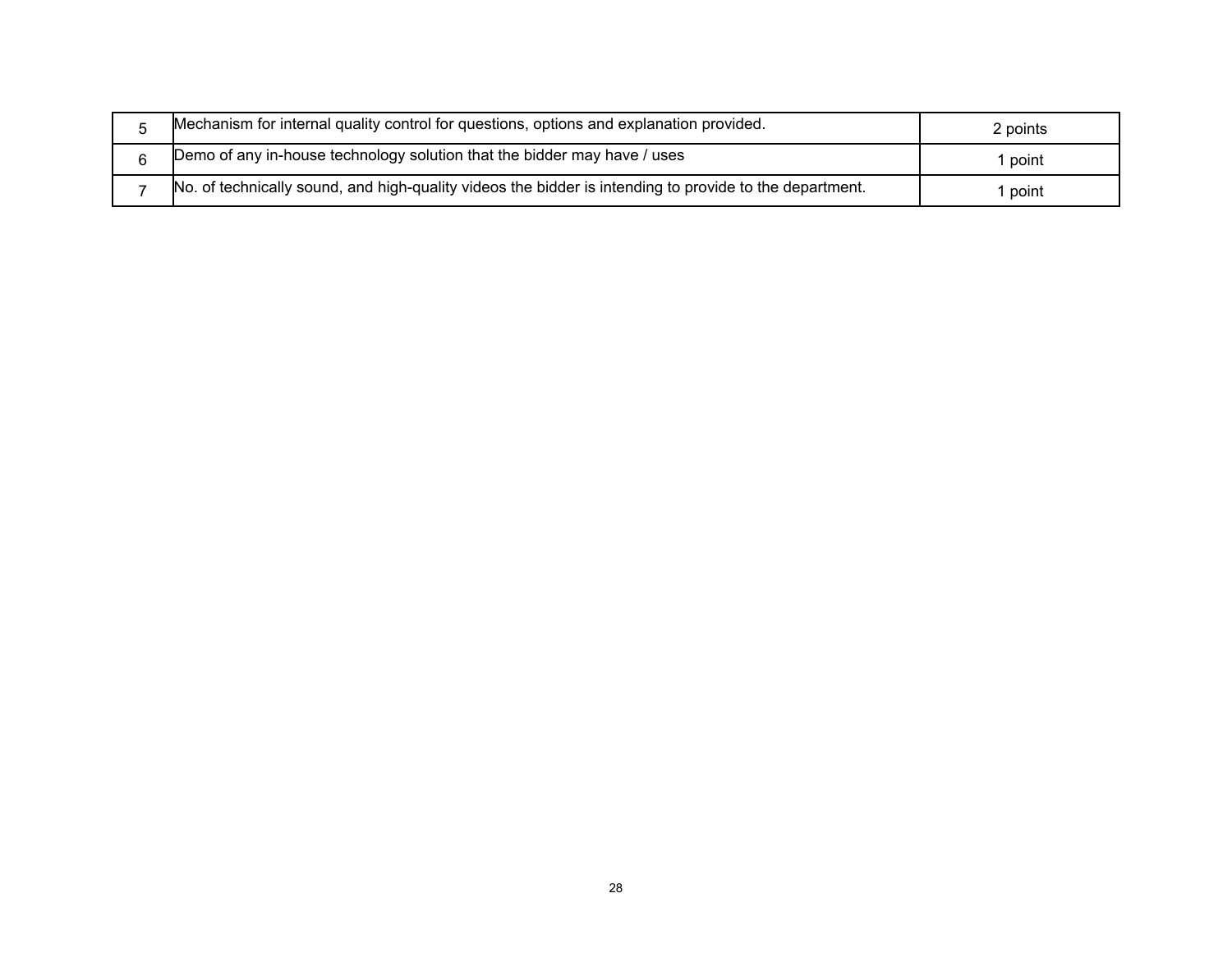| | | |
|---|---|---|
| 5 | Mechanism for internal quality control for questions, options and explanation provided. | 2 points |
| 6 | Demo of any in-house technology solution that the bidder may have / uses | 1 point |
| 7 | No. of technically sound, and high-quality videos the bidder is intending to provide to the department. | 1 point |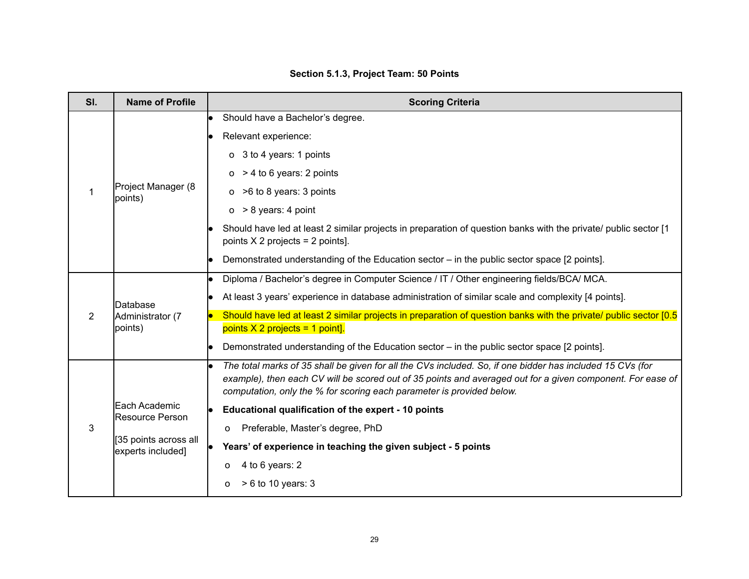**Section 5.1.3, Project Team: 50 Points**

| Sl. | Name of Profile | Scoring Criteria |
|---|---|---|
| 1 | Project Manager (8 points) | • Should have a Bachelor's degree.<br>• Relevant experience:<br>o 3 to 4 years: 1 points<br>o > 4 to 6 years: 2 points<br>o >6 to 8 years: 3 points<br>o > 8 years: 4 point<br>• Should have led at least 2 similar projects in preparation of question banks with the private/ public sector [1 points X 2 projects = 2 points].<br>• Demonstrated understanding of the Education sector – in the public sector space [2 points]. |
| 2 | Database Administrator (7 points) | • Diploma / Bachelor's degree in Computer Science / IT / Other engineering fields/BCA/ MCA.<br>• At least 3 years' experience in database administration of similar scale and complexity [4 points].<br>• Should have led at least 2 similar projects in preparation of question banks with the private/ public sector [0.5 points X 2 projects = 1 point].<br>• Demonstrated understanding of the Education sector – in the public sector space [2 points]. |
| 3 | Each Academic Resource Person<br><br>[35 points across all experts included] | • *The total marks of 35 shall be given for all the CVs included. So, if one bidder has included 15 CVs (for example), then each CV will be scored out of 35 points and averaged out for a given component. For ease of computation, only the % for scoring each parameter is provided below.*<br>• **Educational qualification of the expert - 10 points**<br>o Preferable, Master's degree, PhD<br>• **Years' of experience in teaching the given subject - 5 points**<br>o 4 to 6 years: 2<br>o > 6 to 10 years: 3 |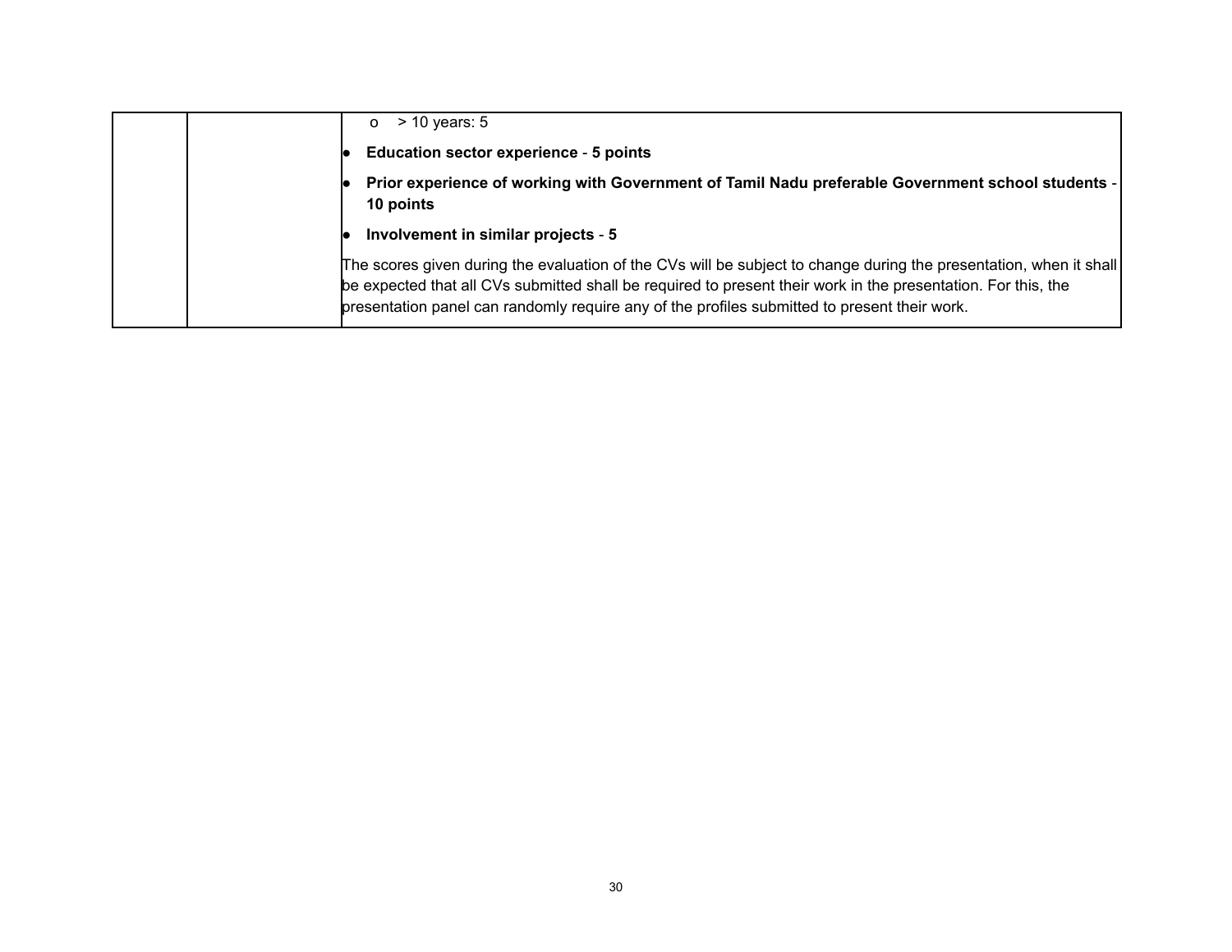| | | |
|---|---|---|
| | | o > 10 years: 5<br>• **Education sector experience** - **5 points**<br>• **Prior experience of working with Government of Tamil Nadu preferable Government school students** - **10 points**<br>• **Involvement in similar projects** - **5**<br>The scores given during the evaluation of the CVs will be subject to change during the presentation, when it shall be expected that all CVs submitted shall be required to present their work in the presentation. For this, the presentation panel can randomly require any of the profiles submitted to present their work. |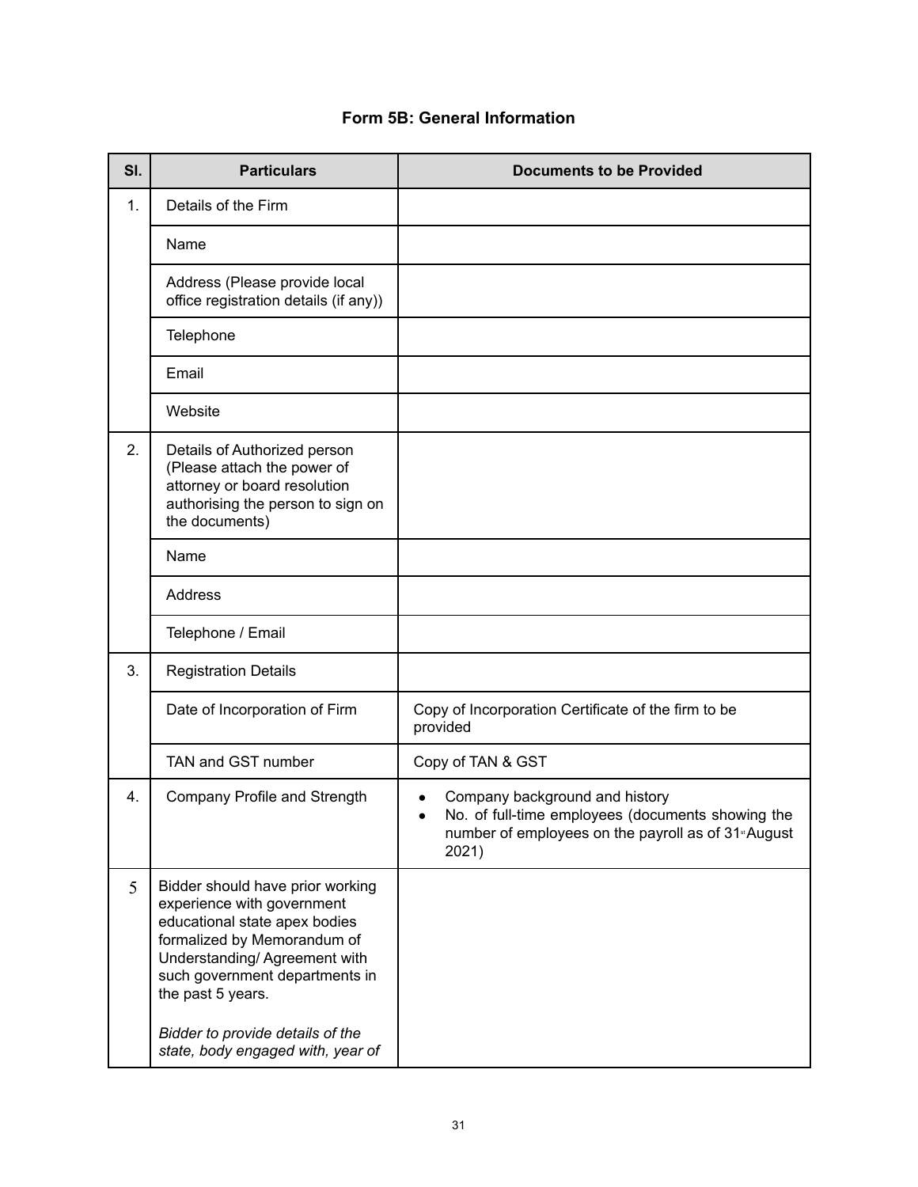**Form 5B: General Information**

| Sl. | Particulars | Documents to be Provided |
|---|---|---|
| 1. | Details of the Firm | |
| | Name | |
| | Address (Please provide local office registration details (if any)) | |
| | Telephone | |
| | Email | |
| | Website | |
| 2. | Details of Authorized person (Please attach the power of attorney or board resolution authorising the person to sign on the documents) | |
| | Name | |
| | Address | |
| | Telephone / Email | |
| 3. | Registration Details | |
| | Date of Incorporation of Firm | Copy of Incorporation Certificate of the firm to be provided |
| | TAN and GST number | Copy of TAN & GST |
| 4. | Company Profile and Strength | • Company background and history<br>• No. of full-time employees (documents showing the number of employees on the payroll as of 31st August 2021) |
| 5 | Bidder should have prior working experience with government educational state apex bodies formalized by Memorandum of Understanding/ Agreement with such government departments in the past 5 years.<br><br>*Bidder to provide details of the state, body engaged with, year of* | |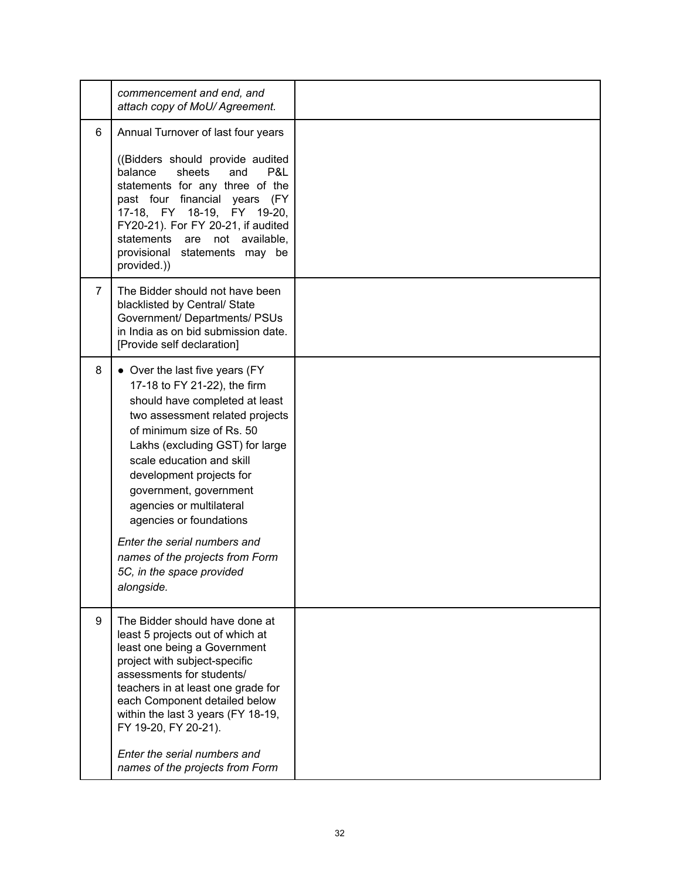| | | |
|---|---|---|
| | *commencement and end, and attach copy of MoU/ Agreement.* | |
| 6 | Annual Turnover of last four years<br><br>((Bidders should provide audited balance sheets and P&L statements for any three of the past four financial years (FY 17-18, FY 18-19, FY 19-20, FY20-21). For FY 20-21, if audited statements are not available, provisional statements may be provided.)) | |
| 7 | The Bidder should not have been blacklisted by Central/ State Government/ Departments/ PSUs in India as on bid submission date. [Provide self declaration] | |
| 8 | • Over the last five years (FY 17-18 to FY 21-22), the firm should have completed at least two assessment related projects of minimum size of Rs. 50 Lakhs (excluding GST) for large scale education and skill development projects for government, government agencies or multilateral agencies or foundations<br><br>*Enter the serial numbers and names of the projects from Form 5C, in the space provided alongside.* | |
| 9 | The Bidder should have done at least 5 projects out of which at least one being a Government project with subject-specific assessments for students/ teachers in at least one grade for each Component detailed below within the last 3 years (FY 18-19, FY 19-20, FY 20-21).<br><br>*Enter the serial numbers and names of the projects from Form* | |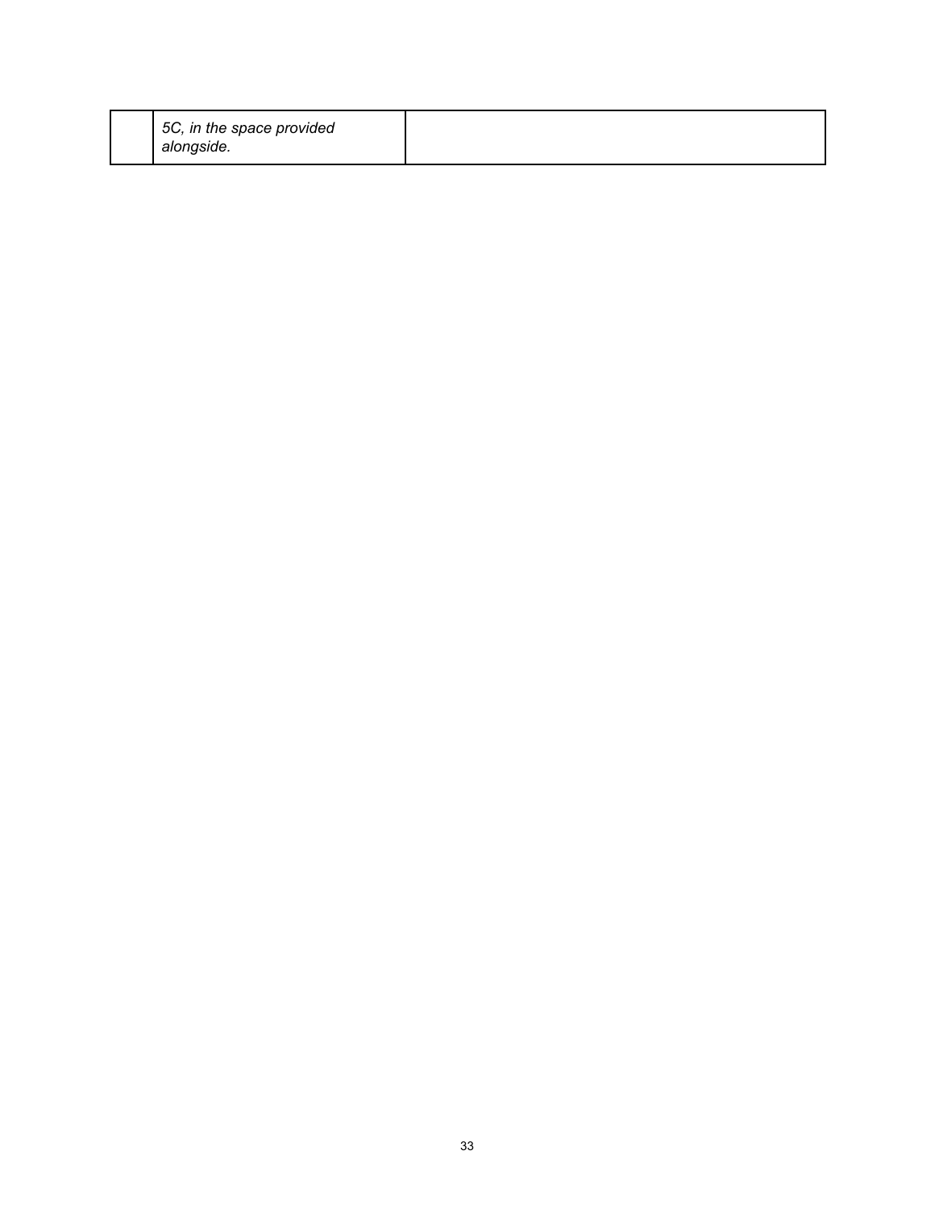| | | |
|---|---|---|
| | *5C, in the space provided alongside.* | |